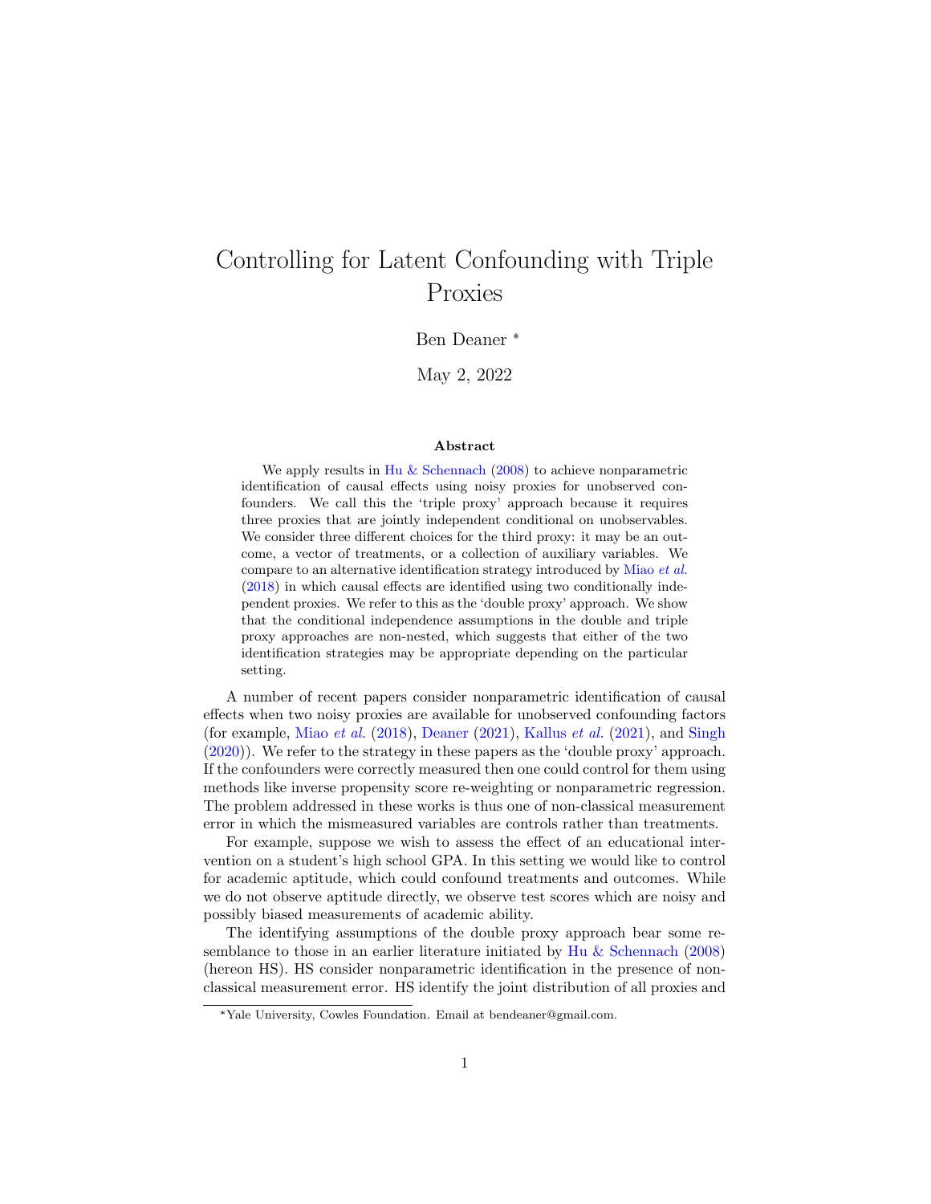# Controlling for Latent Confounding with Triple Proxies

Ben Deaner [*]

May 2, 2022

### Abstract

We apply results in Hu & Schennach (2008) to achieve nonparametric identification of causal effects using noisy proxies for unobserved confounders. We call this the 'triple proxy' approach because it requires three proxies that are jointly independent conditional on unobservables. We consider three different choices for the third proxy: it may be an outcome, a vector of treatments, or a collection of auxiliary variables. We compare to an alternative identification strategy introduced by Miao *et al.* (2018) in which causal effects are identified using two conditionally independent proxies. We refer to this as the 'double proxy' approach. We show that the conditional independence assumptions in the double and triple proxy approaches are non-nested, which suggests that either of the two identification strategies may be appropriate depending on the particular setting.

A number of recent papers consider nonparametric identification of causal effects when two noisy proxies are available for unobserved confounding factors (for example, Miao *et al.* (2018), Deaner (2021), Kallus *et al.* (2021), and Singh (2020)). We refer to the strategy in these papers as the 'double proxy' approach. If the confounders were correctly measured then one could control for them using methods like inverse propensity score re-weighting or nonparametric regression. The problem addressed in these works is thus one of non-classical measurement error in which the mismeasured variables are controls rather than treatments.

For example, suppose we wish to assess the effect of an educational intervention on a student's high school GPA. In this setting we would like to control for academic aptitude, which could confound treatments and outcomes. While we do not observe aptitude directly, we observe test scores which are noisy and possibly biased measurements of academic ability.

The identifying assumptions of the double proxy approach bear some resemblance to those in an earlier literature initiated by Hu & Schennach (2008) (hereon HS). HS consider nonparametric identification in the presence of non-classical measurement error. HS identify the joint distribution of all proxies and

[*] Yale University, Cowles Foundation. Email at bendeaner@gmail.com.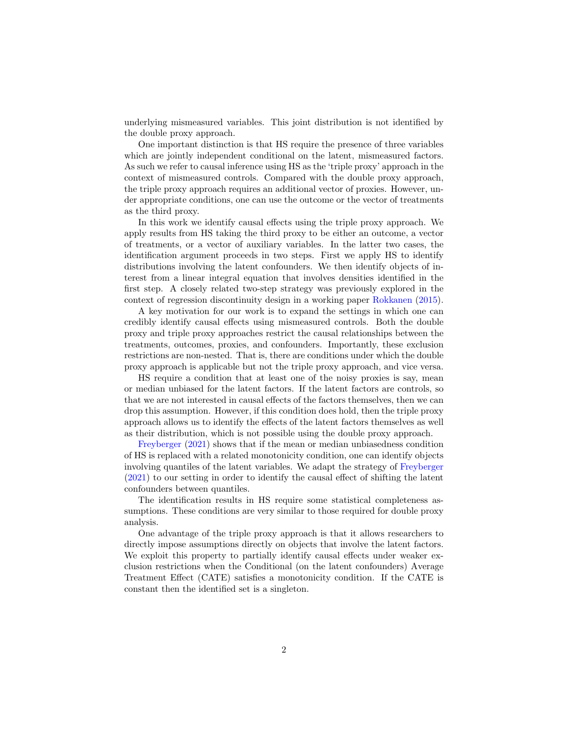underlying mismeasured variables. This joint distribution is not identified by the double proxy approach.

One important distinction is that HS require the presence of three variables which are jointly independent conditional on the latent, mismeasured factors. As such we refer to causal inference using HS as the 'triple proxy' approach in the context of mismeasured controls. Compared with the double proxy approach, the triple proxy approach requires an additional vector of proxies. However, under appropriate conditions, one can use the outcome or the vector of treatments as the third proxy.

In this work we identify causal effects using the triple proxy approach. We apply results from HS taking the third proxy to be either an outcome, a vector of treatments, or a vector of auxiliary variables. In the latter two cases, the identification argument proceeds in two steps. First we apply HS to identify distributions involving the latent confounders. We then identify objects of interest from a linear integral equation that involves densities identified in the first step. A closely related two-step strategy was previously explored in the context of regression discontinuity design in a working paper Rokkanen (2015).

A key motivation for our work is to expand the settings in which one can credibly identify causal effects using mismeasured controls. Both the double proxy and triple proxy approaches restrict the causal relationships between the treatments, outcomes, proxies, and confounders. Importantly, these exclusion restrictions are non-nested. That is, there are conditions under which the double proxy approach is applicable but not the triple proxy approach, and vice versa.

HS require a condition that at least one of the noisy proxies is say, mean or median unbiased for the latent factors. If the latent factors are controls, so that we are not interested in causal effects of the factors themselves, then we can drop this assumption. However, if this condition does hold, then the triple proxy approach allows us to identify the effects of the latent factors themselves as well as their distribution, which is not possible using the double proxy approach.

Freyberger (2021) shows that if the mean or median unbiasedness condition of HS is replaced with a related monotonicity condition, one can identify objects involving quantiles of the latent variables. We adapt the strategy of Freyberger (2021) to our setting in order to identify the causal effect of shifting the latent confounders between quantiles.

The identification results in HS require some statistical completeness assumptions. These conditions are very similar to those required for double proxy analysis.

One advantage of the triple proxy approach is that it allows researchers to directly impose assumptions directly on objects that involve the latent factors. We exploit this property to partially identify causal effects under weaker exclusion restrictions when the Conditional (on the latent confounders) Average Treatment Effect (CATE) satisfies a monotonicity condition. If the CATE is constant then the identified set is a singleton.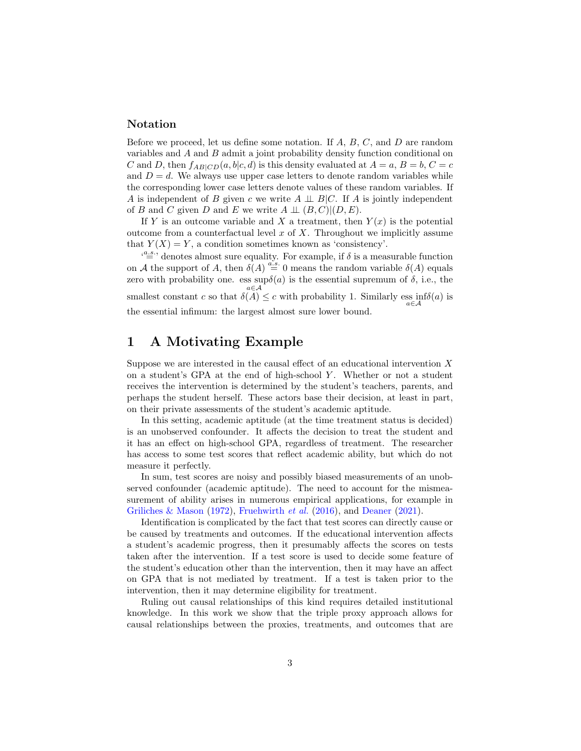### Notation

Before we proceed, let us define some notation. If $A$, $B$, $C$, and $D$ are random variables and $A$ and $B$ admit a joint probability density function conditional on $C$ and $D$, then $f_{AB|CD}(a, b|c, d)$ is this density evaluated at $A = a$, $B = b$, $C = c$ and $D = d$. We always use upper case letters to denote random variables while the corresponding lower case letters denote values of these random variables. If $A$ is independent of $B$ given $c$ we write $A \perp\!\!\!\perp B|C$. If $A$ is jointly independent of $B$ and $C$ given $D$ and $E$ we write $A \perp\!\!\!\perp (B, C)|(D, E)$.

If $Y$ is an outcome variable and $X$ a treatment, then $Y(x)$ is the potential outcome from a counterfactual level $x$ of $X$. Throughout we implicitly assume that $Y(X) = Y$, a condition sometimes known as 'consistency'.

'$\overset{a.s.}{=}$' denotes almost sure equality. For example, if $\delta$ is a measurable function on $\mathcal{A}$ the support of $A$, then $\delta(A) \overset{a.s.}{=} 0$ means the random variable $\delta(A)$ equals zero with probability one. $\underset{a \in \mathcal{A}}{\text{ess sup}} \delta(a)$ is the essential supremum of $\delta$, i.e., the smallest constant $c$ so that $\delta(A) \leq c$ with probability 1. Similarly $\underset{a \in \mathcal{A}}{\text{ess inf}} \delta(a)$ is the essential infimum: the largest almost sure lower bound.

## 1 A Motivating Example

Suppose we are interested in the causal effect of an educational intervention $X$ on a student's GPA at the end of high-school $Y$. Whether or not a student receives the intervention is determined by the student's teachers, parents, and perhaps the student herself. These actors base their decision, at least in part, on their private assessments of the student's academic aptitude.

In this setting, academic aptitude (at the time treatment status is decided) is an unobserved confounder. It affects the decision to treat the student and it has an effect on high-school GPA, regardless of treatment. The researcher has access to some test scores that reflect academic ability, but which do not measure it perfectly.

In sum, test scores are noisy and possibly biased measurements of an unobserved confounder (academic aptitude). The need to account for the mismeasurement of ability arises in numerous empirical applications, for example in Griliches & Mason (1972), Fruehwirth *et al.* (2016), and Deaner (2021).

Identification is complicated by the fact that test scores can directly cause or be caused by treatments and outcomes. If the educational intervention affects a student's academic progress, then it presumably affects the scores on tests taken after the intervention. If a test score is used to decide some feature of the student's education other than the intervention, then it may have an affect on GPA that is not mediated by treatment. If a test is taken prior to the intervention, then it may determine eligibility for treatment.

Ruling out causal relationships of this kind requires detailed institutional knowledge. In this work we show that the triple proxy approach allows for causal relationships between the proxies, treatments, and outcomes that are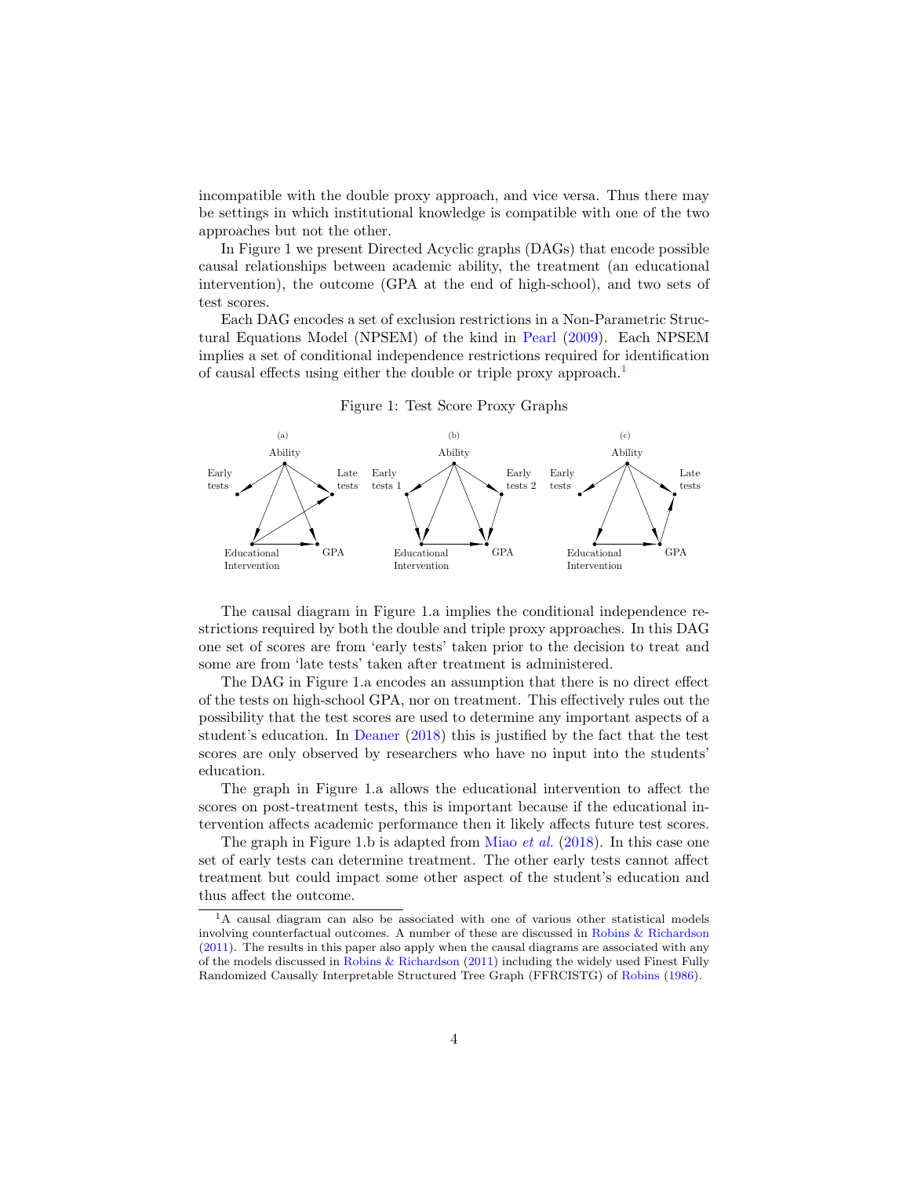incompatible with the double proxy approach, and vice versa. Thus there may be settings in which institutional knowledge is compatible with one of the two approaches but not the other.

In Figure 1 we present Directed Acyclic graphs (DAGs) that encode possible causal relationships between academic ability, the treatment (an educational intervention), the outcome (GPA at the end of high-school), and two sets of test scores.

Each DAG encodes a set of exclusion restrictions in a Non-Parametric Structural Equations Model (NPSEM) of the kind in Pearl (2009). Each NPSEM implies a set of conditional independence restrictions required for identification of causal effects using either the double or triple proxy approach.[1]

Figure 1: Test Score Proxy Graphs

(a) Ability, Early tests, Late tests, Educational Intervention, GPA

(b) Ability, Early tests 1, Early tests 2, Educational Intervention, GPA

(c) Ability, Early tests, Late tests, Educational Intervention, GPA

The causal diagram in Figure 1.a implies the conditional independence restrictions required by both the double and triple proxy approaches. In this DAG one set of scores are from 'early tests' taken prior to the decision to treat and some are from 'late tests' taken after treatment is administered.

The DAG in Figure 1.a encodes an assumption that there is no direct effect of the tests on high-school GPA, nor on treatment. This effectively rules out the possibility that the test scores are used to determine any important aspects of a student's education. In Deaner (2018) this is justified by the fact that the test scores are only observed by researchers who have no input into the students' education.

The graph in Figure 1.a allows the educational intervention to affect the scores on post-treatment tests, this is important because if the educational intervention affects academic performance then it likely affects future test scores.

The graph in Figure 1.b is adapted from Miao *et al.* (2018). In this case one set of early tests can determine treatment. The other early tests cannot affect treatment but could impact some other aspect of the student's education and thus affect the outcome.

[1] A causal diagram can also be associated with one of various other statistical models involving counterfactual outcomes. A number of these are discussed in Robins & Richardson (2011). The results in this paper also apply when the causal diagrams are associated with any of the models discussed in Robins & Richardson (2011) including the widely used Finest Fully Randomized Causally Interpretable Structured Tree Graph (FFRCISTG) of Robins (1986).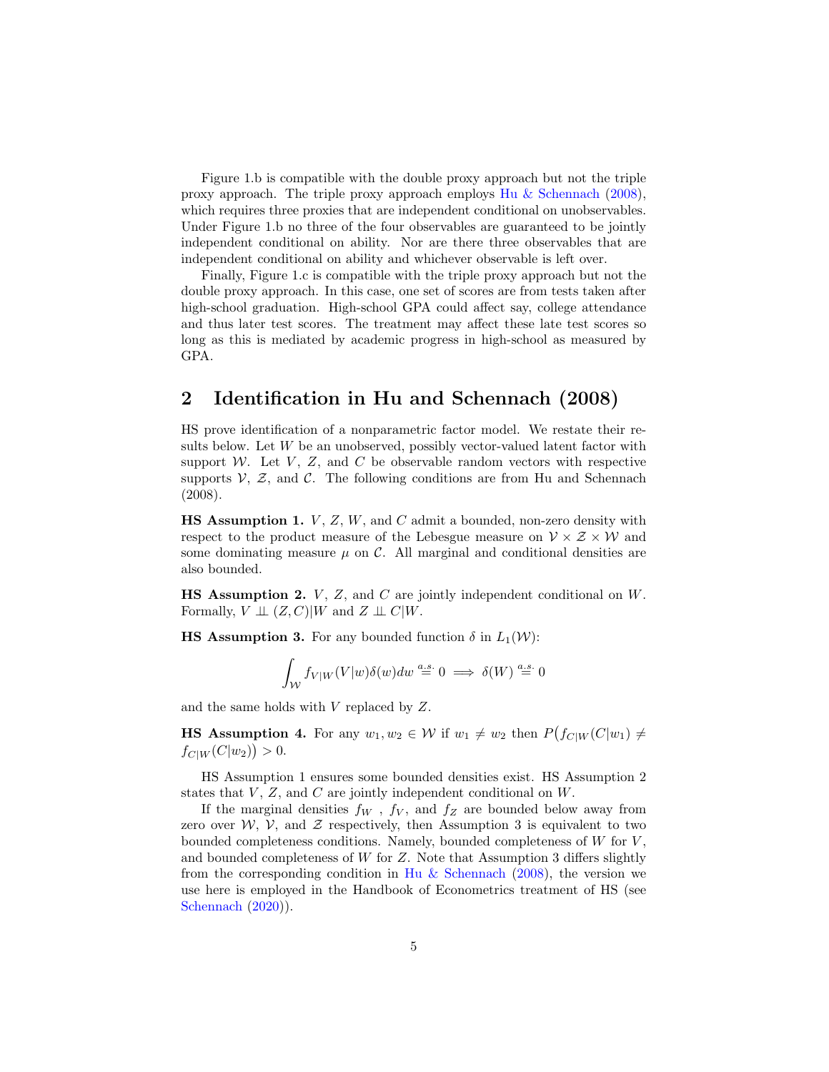Figure 1.b is compatible with the double proxy approach but not the triple proxy approach. The triple proxy approach employs Hu & Schennach (2008), which requires three proxies that are independent conditional on unobservables. Under Figure 1.b no three of the four observables are guaranteed to be jointly independent conditional on ability. Nor are there three observables that are independent conditional on ability and whichever observable is left over.

Finally, Figure 1.c is compatible with the triple proxy approach but not the double proxy approach. In this case, one set of scores are from tests taken after high-school graduation. High-school GPA could affect say, college attendance and thus later test scores. The treatment may affect these late test scores so long as this is mediated by academic progress in high-school as measured by GPA.

## 2 Identification in Hu and Schennach (2008)

HS prove identification of a nonparametric factor model. We restate their results below. Let $W$ be an unobserved, possibly vector-valued latent factor with support $\mathcal{W}$. Let $V$, $Z$, and $C$ be observable random vectors with respective supports $\mathcal{V}$, $\mathcal{Z}$, and $\mathcal{C}$. The following conditions are from Hu and Schennach (2008).

**HS Assumption 1.** $V$, $Z$, $W$, and $C$ admit a bounded, non-zero density with respect to the product measure of the Lebesgue measure on $\mathcal{V} \times \mathcal{Z} \times \mathcal{W}$ and some dominating measure $\mu$ on $\mathcal{C}$. All marginal and conditional densities are also bounded.

**HS Assumption 2.** $V$, $Z$, and $C$ are jointly independent conditional on $W$. Formally, $V \perp\!\!\!\perp (Z, C)|W$ and $Z \perp\!\!\!\perp C|W$.

**HS Assumption 3.** For any bounded function $\delta$ in $L_1(\mathcal{W})$:

$$\int_{\mathcal{W}} f_{V|W}(V|w)\delta(w)dw \overset{a.s.}{=} 0 \implies \delta(W) \overset{a.s.}{=} 0$$

and the same holds with $V$ replaced by $Z$.

**HS Assumption 4.** For any $w_1, w_2 \in \mathcal{W}$ if $w_1 \neq w_2$ then $P\big(f_{C|W}(C|w_1) \neq f_{C|W}(C|w_2)\big) > 0$.

HS Assumption 1 ensures some bounded densities exist. HS Assumption 2 states that $V$, $Z$, and $C$ are jointly independent conditional on $W$.

If the marginal densities $f_W$ , $f_V$, and $f_Z$ are bounded below away from zero over $\mathcal{W}$, $\mathcal{V}$, and $\mathcal{Z}$ respectively, then Assumption 3 is equivalent to two bounded completeness conditions. Namely, bounded completeness of $W$ for $V$, and bounded completeness of $W$ for $Z$. Note that Assumption 3 differs slightly from the corresponding condition in Hu & Schennach (2008), the version we use here is employed in the Handbook of Econometrics treatment of HS (see Schennach (2020)).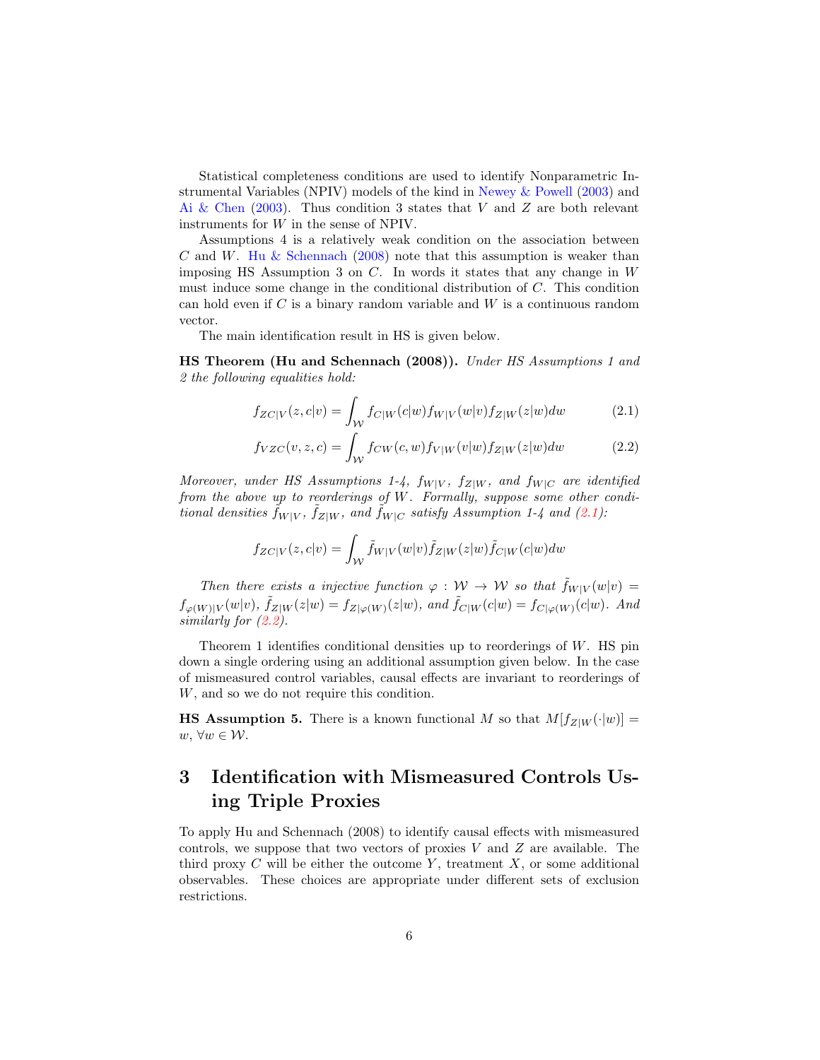Statistical completeness conditions are used to identify Nonparametric Instrumental Variables (NPIV) models of the kind in Newey & Powell (2003) and Ai & Chen (2003). Thus condition 3 states that $V$ and $Z$ are both relevant instruments for $W$ in the sense of NPIV.

Assumptions 4 is a relatively weak condition on the association between $C$ and $W$. Hu & Schennach (2008) note that this assumption is weaker than imposing HS Assumption 3 on $C$. In words it states that any change in $W$ must induce some change in the conditional distribution of $C$. This condition can hold even if $C$ is a binary random variable and $W$ is a continuous random vector.

The main identification result in HS is given below.

**HS Theorem (Hu and Schennach (2008)).** *Under HS Assumptions 1 and 2 the following equalities hold:*

$$f_{ZC|V}(z,c|v) = \int_{\mathcal{W}} f_{C|W}(c|w) f_{W|V}(w|v) f_{Z|W}(z|w) dw \tag{2.1}$$

$$f_{VZC}(v,z,c) = \int_{\mathcal{W}} f_{CW}(c,w) f_{V|W}(v|w) f_{Z|W}(z|w) dw \tag{2.2}$$

*Moreover, under HS Assumptions 1-4, $f_{W|V}$, $f_{Z|W}$, and $f_{W|C}$ are identified from the above up to reorderings of $W$. Formally, suppose some other conditional densities $\tilde{f}_{W|V}$, $\tilde{f}_{Z|W}$, and $\tilde{f}_{W|C}$ satisfy Assumption 1-4 and (2.1):*

$$f_{ZC|V}(z,c|v) = \int_{\mathcal{W}} \tilde{f}_{W|V}(w|v) \tilde{f}_{Z|W}(z|w) \tilde{f}_{C|W}(c|w) dw$$

*Then there exists a injective function $\varphi : \mathcal{W} \to \mathcal{W}$ so that $\tilde{f}_{W|V}(w|v) = f_{\varphi(W)|V}(w|v)$, $\tilde{f}_{Z|W}(z|w) = f_{Z|\varphi(W)}(z|w)$, and $\tilde{f}_{C|W}(c|w) = f_{C|\varphi(W)}(c|w)$. And similarly for (2.2).*

Theorem 1 identifies conditional densities up to reorderings of $W$. HS pin down a single ordering using an additional assumption given below. In the case of mismeasured control variables, causal effects are invariant to reorderings of $W$, and so we do not require this condition.

**HS Assumption 5.** There is a known functional $M$ so that $M[f_{Z|W}(\cdot|w)] = w$, $\forall w \in \mathcal{W}$.

# 3 Identification with Mismeasured Controls Using Triple Proxies

To apply Hu and Schennach (2008) to identify causal effects with mismeasured controls, we suppose that two vectors of proxies $V$ and $Z$ are available. The third proxy $C$ will be either the outcome $Y$, treatment $X$, or some additional observables. These choices are appropriate under different sets of exclusion restrictions.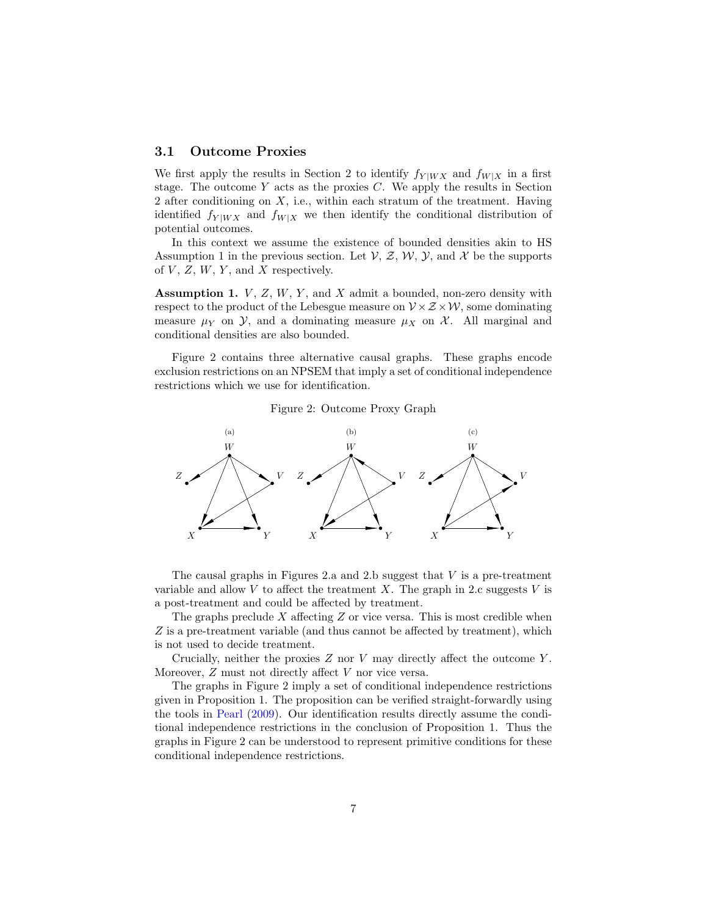### 3.1 Outcome Proxies

We first apply the results in Section 2 to identify $f_{Y|WX}$ and $f_{W|X}$ in a first stage. The outcome $Y$ acts as the proxies $C$. We apply the results in Section 2 after conditioning on $X$, i.e., within each stratum of the treatment. Having identified $f_{Y|WX}$ and $f_{W|X}$ we then identify the conditional distribution of potential outcomes.

In this context we assume the existence of bounded densities akin to HS Assumption 1 in the previous section. Let $\mathcal{V}$, $\mathcal{Z}$, $\mathcal{W}$, $\mathcal{Y}$, and $\mathcal{X}$ be the supports of $V$, $Z$, $W$, $Y$, and $X$ respectively.

**Assumption 1.** $V$, $Z$, $W$, $Y$, and $X$ admit a bounded, non-zero density with respect to the product of the Lebesgue measure on $\mathcal{V} \times \mathcal{Z} \times \mathcal{W}$, some dominating measure $\mu_Y$ on $\mathcal{Y}$, and a dominating measure $\mu_X$ on $\mathcal{X}$. All marginal and conditional densities are also bounded.

Figure 2 contains three alternative causal graphs. These graphs encode exclusion restrictions on an NPSEM that imply a set of conditional independence restrictions which we use for identification.

Figure 2: Outcome Proxy Graph

The causal graphs in Figures 2.a and 2.b suggest that $V$ is a pre-treatment variable and allow $V$ to affect the treatment $X$. The graph in 2.c suggests $V$ is a post-treatment and could be affected by treatment.

The graphs preclude $X$ affecting $Z$ or vice versa. This is most credible when $Z$ is a pre-treatment variable (and thus cannot be affected by treatment), which is not used to decide treatment.

Crucially, neither the proxies $Z$ nor $V$ may directly affect the outcome $Y$. Moreover, $Z$ must not directly affect $V$ nor vice versa.

The graphs in Figure 2 imply a set of conditional independence restrictions given in Proposition 1. The proposition can be verified straight-forwardly using the tools in Pearl (2009). Our identification results directly assume the conditional independence restrictions in the conclusion of Proposition 1. Thus the graphs in Figure 2 can be understood to represent primitive conditions for these conditional independence restrictions.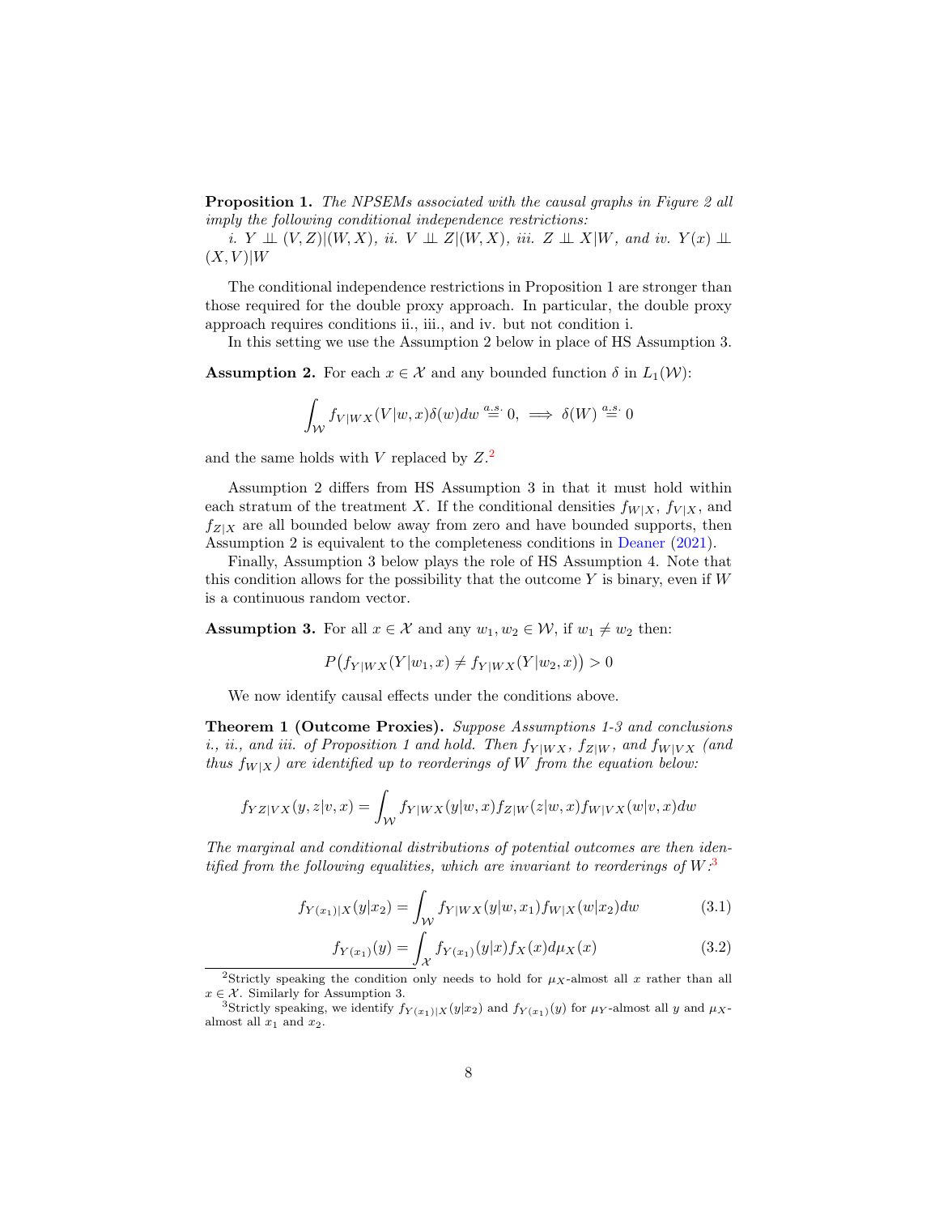**Proposition 1.** *The NPSEMs associated with the causal graphs in Figure 2 all imply the following conditional independence restrictions:*

*i.* $Y \perp\!\!\!\perp (V,Z)|(W,X)$*, ii.* $V \perp\!\!\!\perp Z|(W,X)$*, iii.* $Z \perp\!\!\!\perp X|W$*, and iv.* $Y(x) \perp\!\!\!\perp (X,V)|W$

The conditional independence restrictions in Proposition 1 are stronger than those required for the double proxy approach. In particular, the double proxy approach requires conditions ii., iii., and iv. but not condition i.

In this setting we use the Assumption 2 below in place of HS Assumption 3.

**Assumption 2.** For each $x \in \mathcal{X}$ and any bounded function $\delta$ in $L_1(\mathcal{W})$:

$$\int_{\mathcal{W}} f_{V|WX}(V|w,x)\delta(w)dw \overset{a.s.}{=} 0, \implies \delta(W) \overset{a.s.}{=} 0$$

and the same holds with $V$ replaced by $Z$.[2]

Assumption 2 differs from HS Assumption 3 in that it must hold within each stratum of the treatment $X$. If the conditional densities $f_{W|X}$, $f_{V|X}$, and $f_{Z|X}$ are all bounded below away from zero and have bounded supports, then Assumption 2 is equivalent to the completeness conditions in Deaner (2021).

Finally, Assumption 3 below plays the role of HS Assumption 4. Note that this condition allows for the possibility that the outcome $Y$ is binary, even if $W$ is a continuous random vector.

**Assumption 3.** For all $x \in \mathcal{X}$ and any $w_1, w_2 \in \mathcal{W}$, if $w_1 \neq w_2$ then:

$$P\big(f_{Y|WX}(Y|w_1,x) \neq f_{Y|WX}(Y|w_2,x)\big) > 0$$

We now identify causal effects under the conditions above.

**Theorem 1 (Outcome Proxies).** *Suppose Assumptions 1-3 and conclusions i., ii., and iii. of Proposition 1 and hold. Then* $f_{Y|WX}$*,* $f_{Z|W}$*, and* $f_{W|VX}$ *(and thus* $f_{W|X}$*) are identified up to reorderings of* $W$ *from the equation below:*

$$f_{YZ|VX}(y,z|v,x) = \int_{\mathcal{W}} f_{Y|WX}(y|w,x)f_{Z|W}(z|w,x)f_{W|VX}(w|v,x)dw$$

*The marginal and conditional distributions of potential outcomes are then identified from the following equalities, which are invariant to reorderings of* $W$*:*[3]

$$f_{Y(x_1)|X}(y|x_2) = \int_{\mathcal{W}} f_{Y|WX}(y|w,x_1)f_{W|X}(w|x_2)dw \tag{3.1}$$

$$f_{Y(x_1)}(y) = \int_{\mathcal{X}} f_{Y(x_1)}(y|x)f_X(x)d\mu_X(x) \tag{3.2}$$

[2] Strictly speaking the condition only needs to hold for $\mu_X$-almost all $x$ rather than all $x \in \mathcal{X}$. Similarly for Assumption 3.

[3] Strictly speaking, we identify $f_{Y(x_1)|X}(y|x_2)$ and $f_{Y(x_1)}(y)$ for $\mu_Y$-almost all $y$ and $\mu_X$-almost all $x_1$ and $x_2$.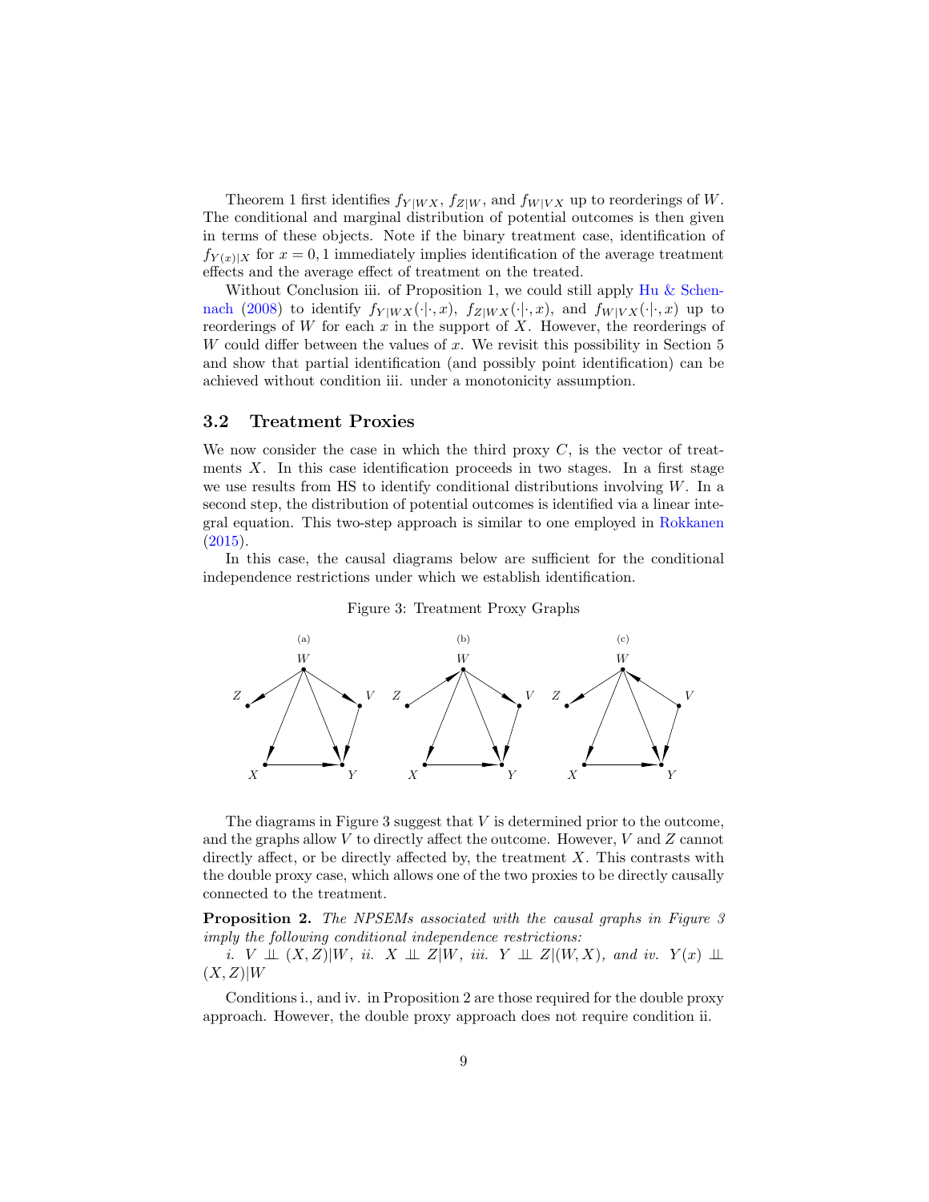Theorem 1 first identifies $f_{Y|WX}$, $f_{Z|W}$, and $f_{W|VX}$ up to reorderings of $W$. The conditional and marginal distribution of potential outcomes is then given in terms of these objects. Note if the binary treatment case, identification of $f_{Y(x)|X}$ for $x = 0, 1$ immediately implies identification of the average treatment effects and the average effect of treatment on the treated.

Without Conclusion iii. of Proposition 1, we could still apply Hu & Schennach (2008) to identify $f_{Y|WX}(\cdot|\cdot, x)$, $f_{Z|WX}(\cdot|\cdot, x)$, and $f_{W|VX}(\cdot|\cdot, x)$ up to reorderings of $W$ for each $x$ in the support of $X$. However, the reorderings of $W$ could differ between the values of $x$. We revisit this possibility in Section 5 and show that partial identification (and possibly point identification) can be achieved without condition iii. under a monotonicity assumption.

### 3.2 Treatment Proxies

We now consider the case in which the third proxy $C$, is the vector of treatments $X$. In this case identification proceeds in two stages. In a first stage we use results from HS to identify conditional distributions involving $W$. In a second step, the distribution of potential outcomes is identified via a linear integral equation. This two-step approach is similar to one employed in Rokkanen (2015).

In this case, the causal diagrams below are sufficient for the conditional independence restrictions under which we establish identification.

Figure 3: Treatment Proxy Graphs

The diagrams in Figure 3 suggest that $V$ is determined prior to the outcome, and the graphs allow $V$ to directly affect the outcome. However, $V$ and $Z$ cannot directly affect, or be directly affected by, the treatment $X$. This contrasts with the double proxy case, which allows one of the two proxies to be directly causally connected to the treatment.

**Proposition 2.** *The NPSEMs associated with the causal graphs in Figure 3 imply the following conditional independence restrictions:*

*i.* $V \perp\!\!\!\perp (X, Z)|W$, *ii.* $X \perp\!\!\!\perp Z|W$, *iii.* $Y \perp\!\!\!\perp Z|(W, X)$, *and iv.* $Y(x) \perp\!\!\!\perp (X, Z)|W$

Conditions i., and iv. in Proposition 2 are those required for the double proxy approach. However, the double proxy approach does not require condition ii.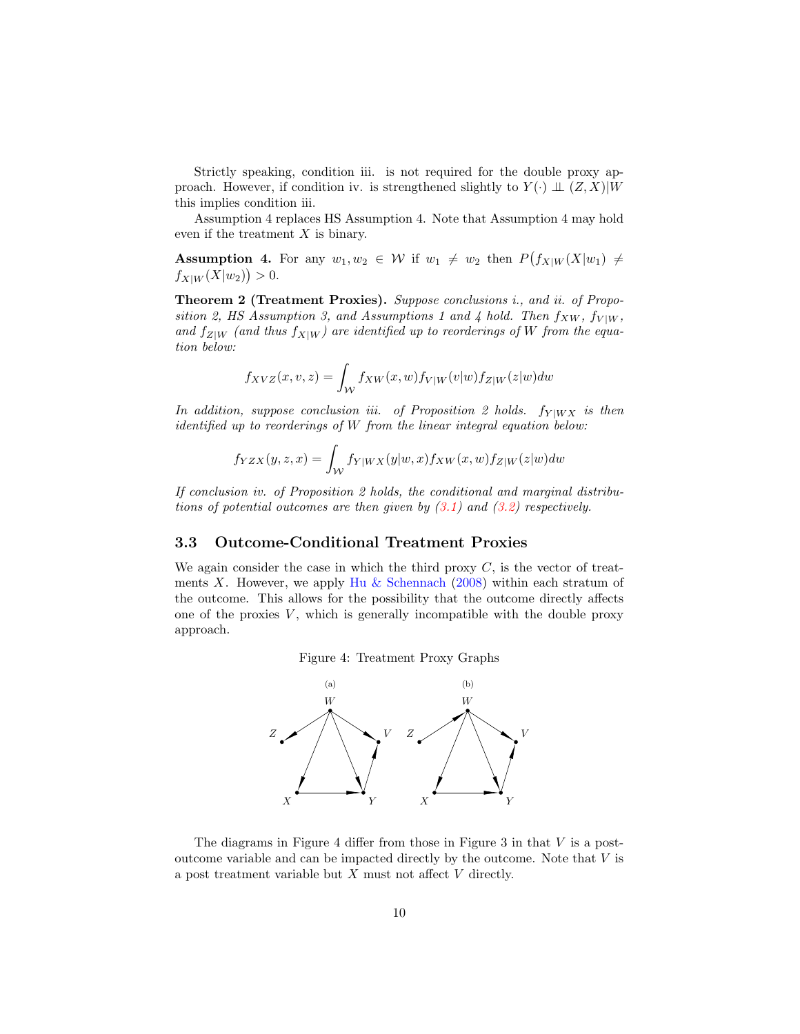Strictly speaking, condition iii. is not required for the double proxy approach. However, if condition iv. is strengthened slightly to $Y(\cdot) \perp\!\!\!\perp (Z, X)|W$ this implies condition iii.

Assumption 4 replaces HS Assumption 4. Note that Assumption 4 may hold even if the treatment $X$ is binary.

**Assumption 4.** For any $w_1, w_2 \in \mathcal{W}$ if $w_1 \neq w_2$ then $P\big(f_{X|W}(X|w_1) \neq f_{X|W}(X|w_2)\big) > 0$.

**Theorem 2 (Treatment Proxies).** *Suppose conclusions i., and ii. of Proposition 2, HS Assumption 3, and Assumptions 1 and 4 hold. Then $f_{XW}$, $f_{V|W}$, and $f_{Z|W}$ (and thus $f_{X|W}$) are identified up to reorderings of $W$ from the equation below:*

$$f_{XVZ}(x, v, z) = \int_{\mathcal{W}} f_{XW}(x, w) f_{V|W}(v|w) f_{Z|W}(z|w) dw$$

*In addition, suppose conclusion iii. of Proposition 2 holds. $f_{Y|WX}$ is then identified up to reorderings of $W$ from the linear integral equation below:*

$$f_{YZX}(y, z, x) = \int_{\mathcal{W}} f_{Y|WX}(y|w, x) f_{XW}(x, w) f_{Z|W}(z|w) dw$$

*If conclusion iv. of Proposition 2 holds, the conditional and marginal distributions of potential outcomes are then given by (3.1) and (3.2) respectively.*

### 3.3 Outcome-Conditional Treatment Proxies

We again consider the case in which the third proxy $C$, is the vector of treatments $X$. However, we apply Hu & Schennach (2008) within each stratum of the outcome. This allows for the possibility that the outcome directly affects one of the proxies $V$, which is generally incompatible with the double proxy approach.

Figure 4: Treatment Proxy Graphs

The diagrams in Figure 4 differ from those in Figure 3 in that $V$ is a post-outcome variable and can be impacted directly by the outcome. Note that $V$ is a post treatment variable but $X$ must not affect $V$ directly.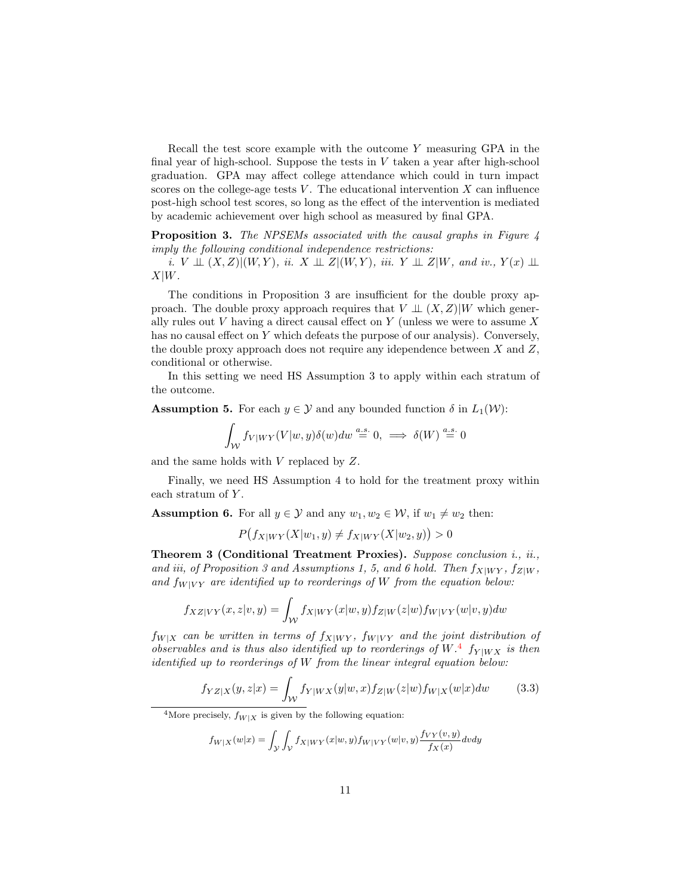Recall the test score example with the outcome $Y$ measuring GPA in the final year of high-school. Suppose the tests in $V$ taken a year after high-school graduation. GPA may affect college attendance which could in turn impact scores on the college-age tests $V$. The educational intervention $X$ can influence post-high school test scores, so long as the effect of the intervention is mediated by academic achievement over high school as measured by final GPA.

**Proposition 3.** *The NPSEMs associated with the causal graphs in Figure 4 imply the following conditional independence restrictions:*

*i.* $V \perp\!\!\!\perp (X, Z)|(W, Y)$, *ii.* $X \perp\!\!\!\perp Z|(W, Y)$, *iii.* $Y \perp\!\!\!\perp Z|W$, *and iv.,* $Y(x) \perp\!\!\!\perp X|W$.

The conditions in Proposition 3 are insufficient for the double proxy approach. The double proxy approach requires that $V \perp\!\!\!\perp (X, Z)|W$ which generally rules out $V$ having a direct causal effect on $Y$ (unless we were to assume $X$ has no causal effect on $Y$ which defeats the purpose of our analysis). Conversely, the double proxy approach does not require any idependence between $X$ and $Z$, conditional or otherwise.

In this setting we need HS Assumption 3 to apply within each stratum of the outcome.

**Assumption 5.** For each $y \in \mathcal{Y}$ and any bounded function $\delta$ in $L_1(\mathcal{W})$:

$$\int_{\mathcal{W}} f_{V|WY}(V|w, y)\delta(w)dw \overset{a.s.}{=} 0, \implies \delta(W) \overset{a.s.}{=} 0$$

and the same holds with $V$ replaced by $Z$.

Finally, we need HS Assumption 4 to hold for the treatment proxy within each stratum of $Y$.

**Assumption 6.** For all $y \in \mathcal{Y}$ and any $w_1, w_2 \in \mathcal{W}$, if $w_1 \neq w_2$ then:

$$P\big(f_{X|WY}(X|w_1, y) \neq f_{X|WY}(X|w_2, y)\big) > 0$$

**Theorem 3 (Conditional Treatment Proxies).** *Suppose conclusion i., ii., and iii, of Proposition 3 and Assumptions 1, 5, and 6 hold. Then* $f_{X|WY}$, $f_{Z|W}$, *and* $f_{W|VY}$ *are identified up to reorderings of* $W$ *from the equation below:*

$$f_{XZ|VY}(x, z|v, y) = \int_{\mathcal{W}} f_{X|WY}(x|w, y)f_{Z|W}(z|w)f_{W|VY}(w|v, y)dw$$

$f_{W|X}$ *can be written in terms of* $f_{X|WY}$, $f_{W|VY}$ *and the joint distribution of observables and is thus also identified up to reorderings of* $W$.[4] $f_{Y|WX}$ *is then identified up to reorderings of* $W$ *from the linear integral equation below:*

$$f_{YZ|X}(y, z|x) = \int_{\mathcal{W}} f_{Y|WX}(y|w, x)f_{Z|W}(z|w)f_{W|X}(w|x)dw \tag{3.3}$$

[4]More precisely, $f_{W|X}$ is given by the following equation:

$$f_{W|X}(w|x) = \int_{\mathcal{Y}} \int_{\mathcal{V}} f_{X|WY}(x|w, y)f_{W|VY}(w|v, y)\frac{f_{VY}(v, y)}{f_X(x)}dvdy$$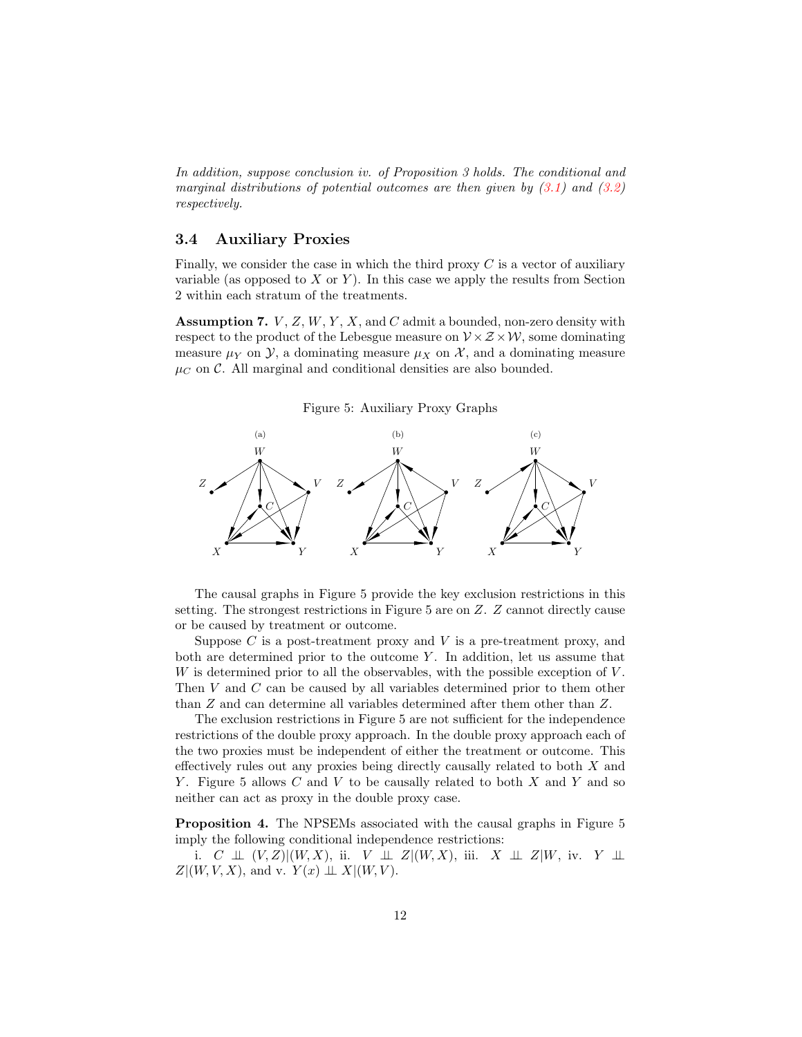*In addition, suppose conclusion iv. of Proposition 3 holds. The conditional and marginal distributions of potential outcomes are then given by (3.1) and (3.2) respectively.*

### 3.4 Auxiliary Proxies

Finally, we consider the case in which the third proxy $C$ is a vector of auxiliary variable (as opposed to $X$ or $Y$). In this case we apply the results from Section 2 within each stratum of the treatments.

**Assumption 7.** $V$, $Z$, $W$, $Y$, $X$, and $C$ admit a bounded, non-zero density with respect to the product of the Lebesgue measure on $\mathcal{V} \times \mathcal{Z} \times \mathcal{W}$, some dominating measure $\mu_Y$ on $\mathcal{Y}$, a dominating measure $\mu_X$ on $\mathcal{X}$, and a dominating measure $\mu_C$ on $\mathcal{C}$. All marginal and conditional densities are also bounded.

Figure 5: Auxiliary Proxy Graphs

The causal graphs in Figure 5 provide the key exclusion restrictions in this setting. The strongest restrictions in Figure 5 are on $Z$. $Z$ cannot directly cause or be caused by treatment or outcome.

Suppose $C$ is a post-treatment proxy and $V$ is a pre-treatment proxy, and both are determined prior to the outcome $Y$. In addition, let us assume that $W$ is determined prior to all the observables, with the possible exception of $V$. Then $V$ and $C$ can be caused by all variables determined prior to them other than $Z$ and can determine all variables determined after them other than $Z$.

The exclusion restrictions in Figure 5 are not sufficient for the independence restrictions of the double proxy approach. In the double proxy approach each of the two proxies must be independent of either the treatment or outcome. This effectively rules out any proxies being directly causally related to both $X$ and $Y$. Figure 5 allows $C$ and $V$ to be causally related to both $X$ and $Y$ and so neither can act as proxy in the double proxy case.

**Proposition 4.** The NPSEMs associated with the causal graphs in Figure 5 imply the following conditional independence restrictions:

i. $C \perp\!\!\!\perp (V, Z)|(W, X)$, ii. $V \perp\!\!\!\perp Z|(W, X)$, iii. $X \perp\!\!\!\perp Z|W$, iv. $Y \perp\!\!\!\perp Z|(W, V, X)$, and v. $Y(x) \perp\!\!\!\perp X|(W, V)$.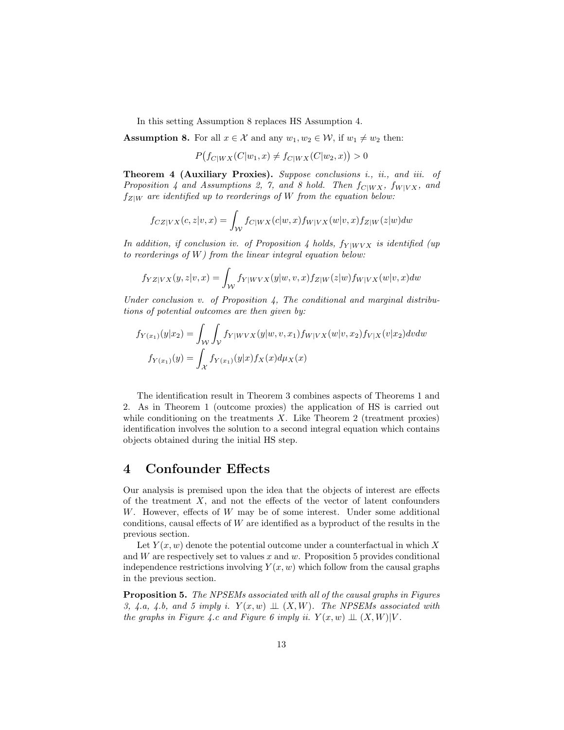In this setting Assumption 8 replaces HS Assumption 4.

**Assumption 8.** For all $x \in \mathcal{X}$ and any $w_1, w_2 \in \mathcal{W}$, if $w_1 \neq w_2$ then:

$$P\big(f_{C|WX}(C|w_1, x) \neq f_{C|WX}(C|w_2, x)\big) > 0$$

**Theorem 4 (Auxiliary Proxies).** *Suppose conclusions i., ii., and iii. of Proposition 4 and Assumptions 2, 7, and 8 hold. Then $f_{C|WX}$, $f_{W|VX}$, and $f_{Z|W}$ are identified up to reorderings of $W$ from the equation below:*

$$f_{CZ|VX}(c, z|v, x) = \int_{\mathcal{W}} f_{C|WX}(c|w, x) f_{W|VX}(w|v, x) f_{Z|W}(z|w) dw$$

*In addition, if conclusion iv. of Proposition 4 holds, $f_{Y|WVX}$ is identified (up to reorderings of $W$) from the linear integral equation below:*

$$f_{YZ|VX}(y, z|v, x) = \int_{\mathcal{W}} f_{Y|WVX}(y|w, v, x) f_{Z|W}(z|w) f_{W|VX}(w|v, x) dw$$

*Under conclusion v. of Proposition 4, The conditional and marginal distributions of potential outcomes are then given by:*

$$f_{Y(x_1)}(y|x_2) = \int_{\mathcal{W}} \int_{\mathcal{V}} f_{Y|WVX}(y|w, v, x_1) f_{W|VX}(w|v, x_2) f_{V|X}(v|x_2) dv dw$$

$$f_{Y(x_1)}(y) = \int_{\mathcal{X}} f_{Y(x_1)}(y|x) f_X(x) d\mu_X(x)$$

The identification result in Theorem 3 combines aspects of Theorems 1 and 2. As in Theorem 1 (outcome proxies) the application of HS is carried out while conditioning on the treatments $X$. Like Theorem 2 (treatment proxies) identification involves the solution to a second integral equation which contains objects obtained during the initial HS step.

# 4 Confounder Effects

Our analysis is premised upon the idea that the objects of interest are effects of the treatment $X$, and not the effects of the vector of latent confounders $W$. However, effects of $W$ may be of some interest. Under some additional conditions, causal effects of $W$ are identified as a byproduct of the results in the previous section.

Let $Y(x, w)$ denote the potential outcome under a counterfactual in which $X$ and $W$ are respectively set to values $x$ and $w$. Proposition 5 provides conditional independence restrictions involving $Y(x, w)$ which follow from the causal graphs in the previous section.

**Proposition 5.** *The NPSEMs associated with all of the causal graphs in Figures 3, 4.a, 4.b, and 5 imply i. $Y(x, w) \perp\!\!\!\perp (X, W)$. The NPSEMs associated with the graphs in Figure 4.c and Figure 6 imply ii. $Y(x, w) \perp\!\!\!\perp (X, W)|V$.*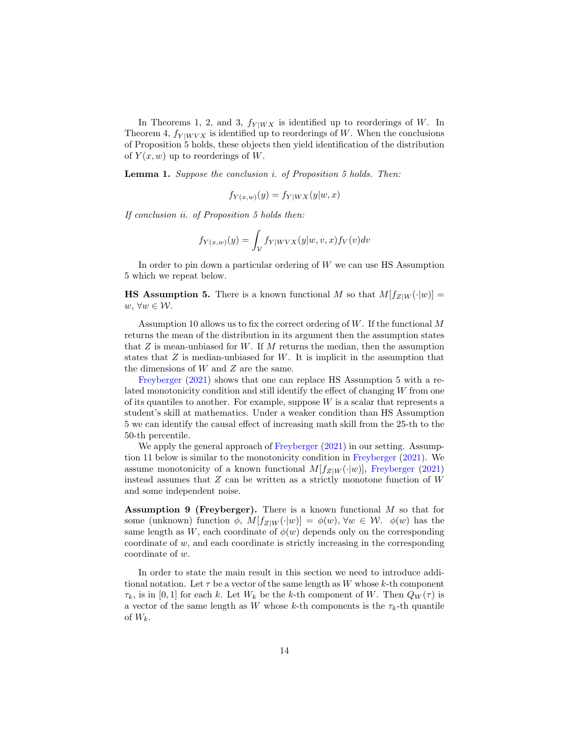In Theorems 1, 2, and 3, $f_{Y|WX}$ is identified up to reorderings of $W$. In Theorem 4, $f_{Y|WVX}$ is identified up to reorderings of $W$. When the conclusions of Proposition 5 holds, these objects then yield identification of the distribution of $Y(x, w)$ up to reorderings of $W$.

**Lemma 1.** *Suppose the conclusion i. of Proposition 5 holds. Then:*

$$f_{Y(x,w)}(y) = f_{Y|WX}(y|w, x)$$

*If conclusion ii. of Proposition 5 holds then:*

$$f_{Y(x,w)}(y) = \int_{\mathcal{V}} f_{Y|WVX}(y|w, v, x) f_V(v) dv$$

In order to pin down a particular ordering of $W$ we can use HS Assumption 5 which we repeat below.

**HS Assumption 5.** There is a known functional $M$ so that $M[f_{Z|W}(\cdot|w)] = w$, $\forall w \in \mathcal{W}$.

Assumption 10 allows us to fix the correct ordering of $W$. If the functional $M$ returns the mean of the distribution in its argument then the assumption states that $Z$ is mean-unbiased for $W$. If $M$ returns the median, then the assumption states that $Z$ is median-unbiased for $W$. It is implicit in the assumption that the dimensions of $W$ and $Z$ are the same.

Freyberger (2021) shows that one can replace HS Assumption 5 with a related monotonicity condition and still identify the effect of changing $W$ from one of its quantiles to another. For example, suppose $W$ is a scalar that represents a student's skill at mathematics. Under a weaker condition than HS Assumption 5 we can identify the causal effect of increasing math skill from the 25-th to the 50-th percentile.

We apply the general approach of Freyberger (2021) in our setting. Assumption 11 below is similar to the monotonicity condition in Freyberger (2021). We assume monotonicity of a known functional $M[f_{Z|W}(\cdot|w)]$, Freyberger (2021) instead assumes that $Z$ can be written as a strictly monotone function of $W$ and some independent noise.

**Assumption 9 (Freyberger).** There is a known functional $M$ so that for some (unknown) function $\phi$, $M[f_{Z|W}(\cdot|w)] = \phi(w)$, $\forall w \in \mathcal{W}$. $\phi(w)$ has the same length as $W$, each coordinate of $\phi(w)$ depends only on the corresponding coordinate of $w$, and each coordinate is strictly increasing in the corresponding coordinate of $w$.

In order to state the main result in this section we need to introduce additional notation. Let $\tau$ be a vector of the same length as $W$ whose $k$-th component $\tau_k$, is in $[0, 1]$ for each $k$. Let $W_k$ be the $k$-th component of $W$. Then $Q_W(\tau)$ is a vector of the same length as $W$ whose $k$-th components is the $\tau_k$-th quantile of $W_k$.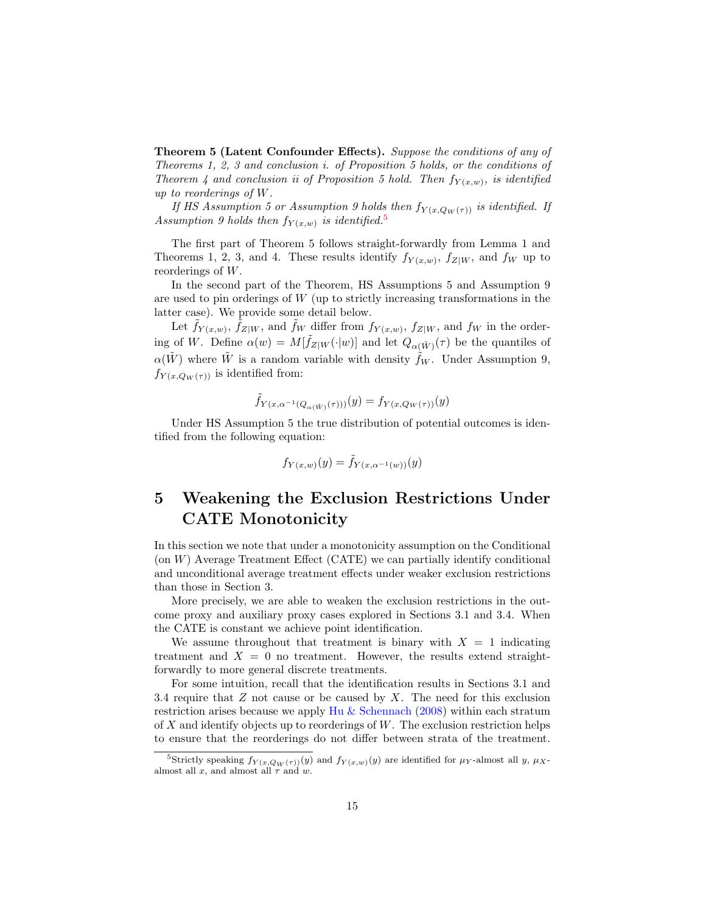**Theorem 5 (Latent Confounder Effects).** *Suppose the conditions of any of Theorems 1, 2, 3 and conclusion i. of Proposition 5 holds, or the conditions of Theorem 4 and conclusion ii of Proposition 5 hold. Then $f_{Y(x,w)}$, is identified up to reorderings of $W$.*

*If HS Assumption 5 or Assumption 9 holds then $f_{Y(x,Q_W(\tau))}$ is identified. If Assumption 9 holds then $f_{Y(x,w)}$ is identified.*[5]

The first part of Theorem 5 follows straight-forwardly from Lemma 1 and Theorems 1, 2, 3, and 4. These results identify $f_{Y(x,w)}$, $f_{Z|W}$, and $f_W$ up to reorderings of $W$.

In the second part of the Theorem, HS Assumptions 5 and Assumption 9 are used to pin orderings of $W$ (up to strictly increasing transformations in the latter case). We provide some detail below.

Let $\tilde{f}_{Y(x,w)}$, $\tilde{f}_{Z|W}$, and $\tilde{f}_W$ differ from $f_{Y(x,w)}$, $f_{Z|W}$, and $f_W$ in the ordering of $W$. Define $\alpha(w) = M[\tilde{f}_{Z|W}(\cdot|w)]$ and let $Q_{\alpha(\tilde{W})}(\tau)$ be the quantiles of $\alpha(\tilde{W})$ where $\tilde{W}$ is a random variable with density $\tilde{f}_W$. Under Assumption 9, $f_{Y(x,Q_W(\tau))}$ is identified from:

$$\tilde{f}_{Y(x,\alpha^{-1}(Q_{\alpha(\tilde{W})}(\tau)))}(y) = f_{Y(x,Q_W(\tau))}(y)$$

Under HS Assumption 5 the true distribution of potential outcomes is identified from the following equation:

$$f_{Y(x,w)}(y) = \tilde{f}_{Y(x,\alpha^{-1}(w))}(y)$$

# 5 Weakening the Exclusion Restrictions Under CATE Monotonicity

In this section we note that under a monotonicity assumption on the Conditional (on $W$) Average Treatment Effect (CATE) we can partially identify conditional and unconditional average treatment effects under weaker exclusion restrictions than those in Section 3.

More precisely, we are able to weaken the exclusion restrictions in the outcome proxy and auxiliary proxy cases explored in Sections 3.1 and 3.4. When the CATE is constant we achieve point identification.

We assume throughout that treatment is binary with $X = 1$ indicating treatment and $X = 0$ no treatment. However, the results extend straightforwardly to more general discrete treatments.

For some intuition, recall that the identification results in Sections 3.1 and 3.4 require that $Z$ not cause or be caused by $X$. The need for this exclusion restriction arises because we apply Hu & Schennach (2008) within each stratum of $X$ and identify objects up to reorderings of $W$. The exclusion restriction helps to ensure that the reorderings do not differ between strata of the treatment.

[5] Strictly speaking $f_{Y(x,Q_W(\tau))}(y)$ and $f_{Y(x,w)}(y)$ are identified for $\mu_Y$-almost all $y$, $\mu_X$-almost all $x$, and almost all $\tau$ and $w$.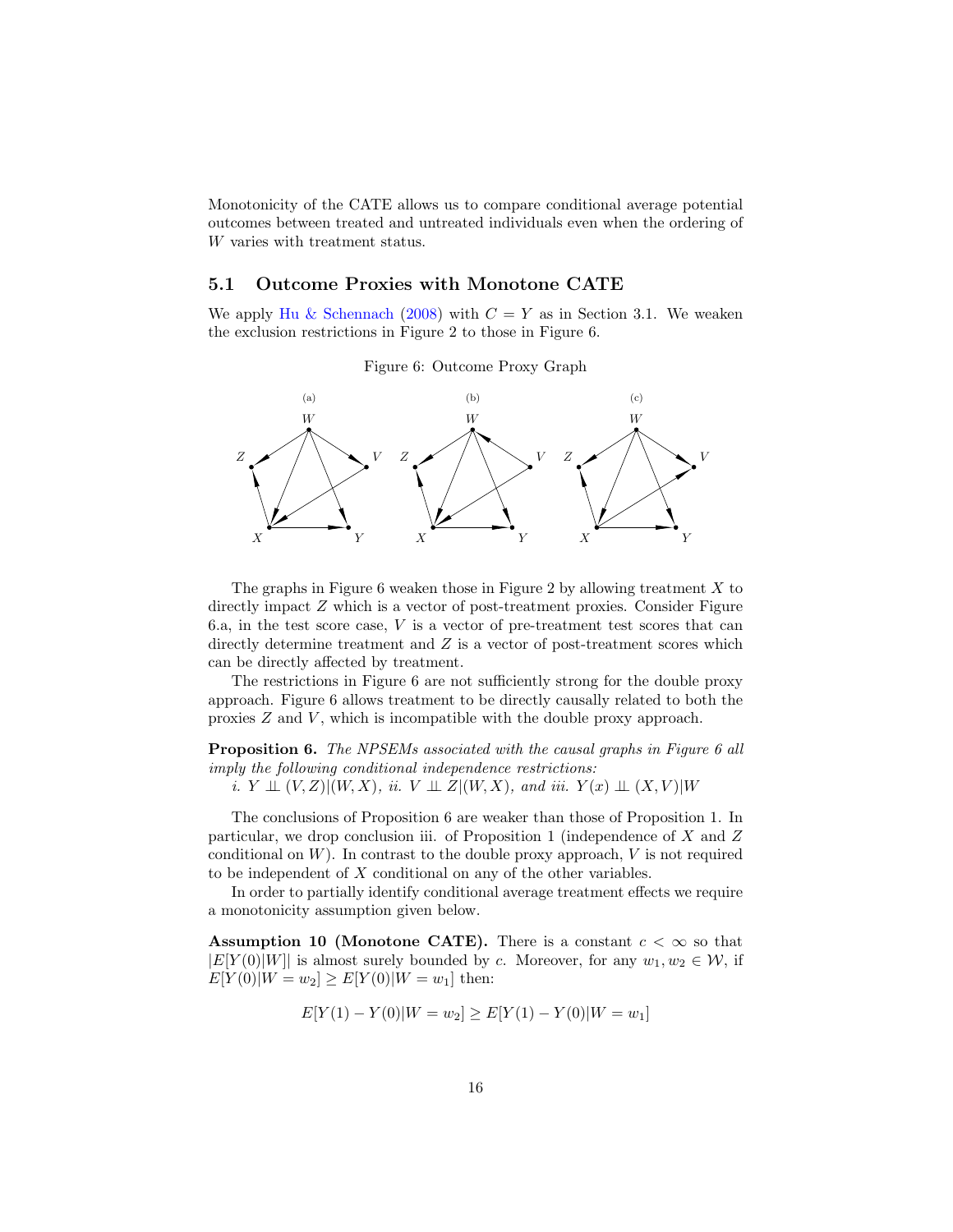Monotonicity of the CATE allows us to compare conditional average potential outcomes between treated and untreated individuals even when the ordering of $W$ varies with treatment status.

## 5.1 Outcome Proxies with Monotone CATE

We apply Hu & Schennach (2008) with $C = Y$ as in Section 3.1. We weaken the exclusion restrictions in Figure 2 to those in Figure 6.

Figure 6: Outcome Proxy Graph

The graphs in Figure 6 weaken those in Figure 2 by allowing treatment $X$ to directly impact $Z$ which is a vector of post-treatment proxies. Consider Figure 6.a, in the test score case, $V$ is a vector of pre-treatment test scores that can directly determine treatment and $Z$ is a vector of post-treatment scores which can be directly affected by treatment.

The restrictions in Figure 6 are not sufficiently strong for the double proxy approach. Figure 6 allows treatment to be directly causally related to both the proxies $Z$ and $V$, which is incompatible with the double proxy approach.

**Proposition 6.** *The NPSEMs associated with the causal graphs in Figure 6 all imply the following conditional independence restrictions:*
*i.* $Y \perp\!\!\!\perp (V, Z)|(W, X)$, *ii.* $V \perp\!\!\!\perp Z|(W, X)$, *and iii.* $Y(x) \perp\!\!\!\perp (X, V)|W$

The conclusions of Proposition 6 are weaker than those of Proposition 1. In particular, we drop conclusion iii. of Proposition 1 (independence of $X$ and $Z$ conditional on $W$). In contrast to the double proxy approach, $V$ is not required to be independent of $X$ conditional on any of the other variables.

In order to partially identify conditional average treatment effects we require a monotonicity assumption given below.

**Assumption 10 (Monotone CATE).** There is a constant $c < \infty$ so that $|E[Y(0)|W]|$ is almost surely bounded by $c$. Moreover, for any $w_1, w_2 \in \mathcal{W}$, if $E[Y(0)|W = w_2] \geq E[Y(0)|W = w_1]$ then:

$$E[Y(1) - Y(0)|W = w_2] \geq E[Y(1) - Y(0)|W = w_1]$$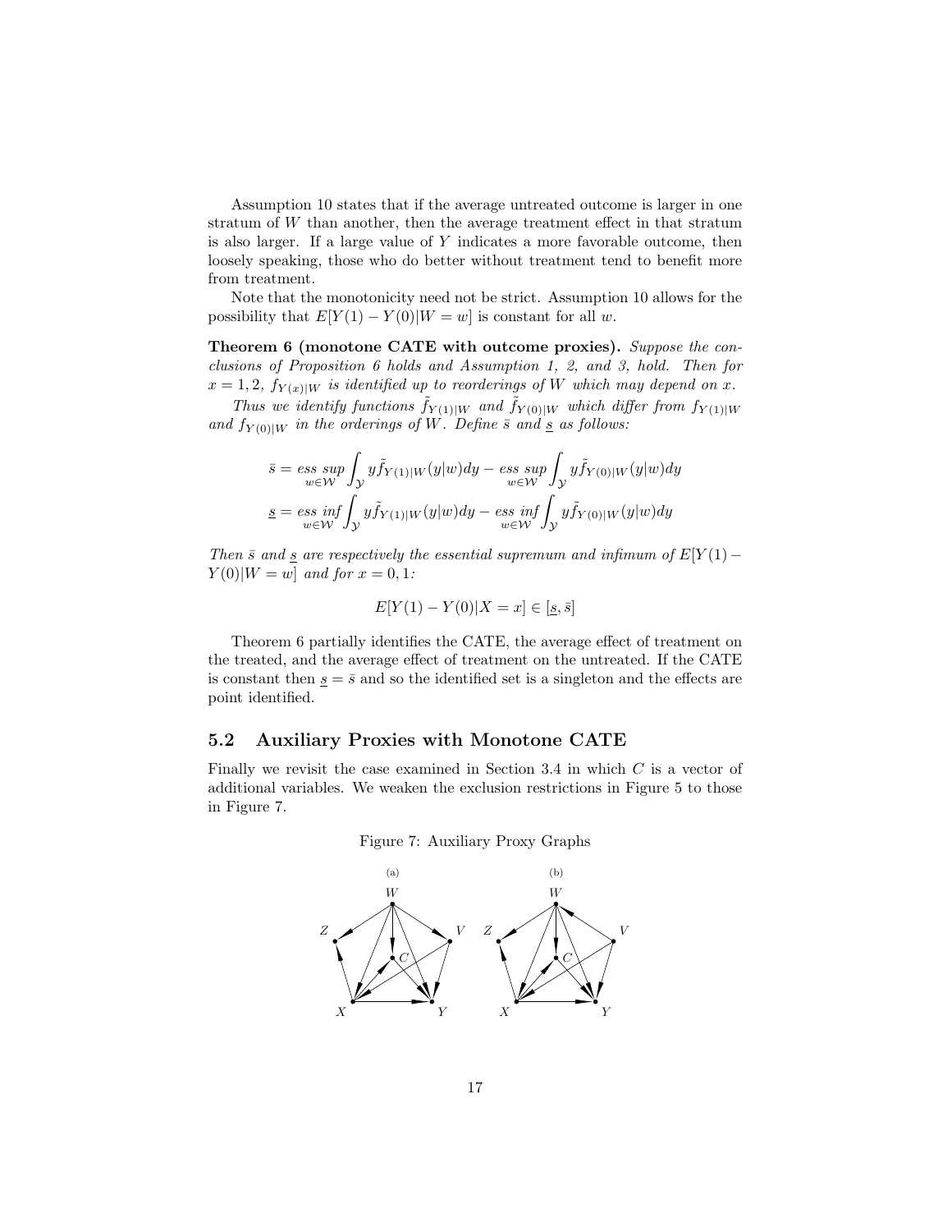Assumption 10 states that if the average untreated outcome is larger in one stratum of $W$ than another, then the average treatment effect in that stratum is also larger. If a large value of $Y$ indicates a more favorable outcome, then loosely speaking, those who do better without treatment tend to benefit more from treatment.

Note that the monotonicity need not be strict. Assumption 10 allows for the possibility that $E[Y(1) - Y(0)|W = w]$ is constant for all $w$.

**Theorem 6 (monotone CATE with outcome proxies).** *Suppose the conclusions of Proposition 6 holds and Assumption 1, 2, and 3, hold. Then for $x = 1, 2$, $f_{Y(x)|W}$ is identified up to reorderings of $W$ which may depend on $x$.*

*Thus we identify functions $\tilde{f}_{Y(1)|W}$ and $\tilde{f}_{Y(0)|W}$ which differ from $f_{Y(1)|W}$ and $f_{Y(0)|W}$ in the orderings of $W$. Define $\bar{s}$ and $\underline{s}$ as follows:*

$$\bar{s} = \underset{w \in \mathcal{W}}{\text{ess sup}} \int_{\mathcal{Y}} y \tilde{f}_{Y(1)|W}(y|w)dy - \underset{w \in \mathcal{W}}{\text{ess sup}} \int_{\mathcal{Y}} y \tilde{f}_{Y(0)|W}(y|w)dy$$

$$\underline{s} = \underset{w \in \mathcal{W}}{\text{ess inf}} \int_{\mathcal{Y}} y \tilde{f}_{Y(1)|W}(y|w)dy - \underset{w \in \mathcal{W}}{\text{ess inf}} \int_{\mathcal{Y}} y \tilde{f}_{Y(0)|W}(y|w)dy$$

*Then $\bar{s}$ and $\underline{s}$ are respectively the essential supremum and infimum of $E[Y(1) - Y(0)|W = w]$ and for $x = 0, 1$:*

$$E[Y(1) - Y(0)|X = x] \in [\underline{s}, \bar{s}]$$

Theorem 6 partially identifies the CATE, the average effect of treatment on the treated, and the average effect of treatment on the untreated. If the CATE is constant then $\underline{s} = \bar{s}$ and so the identified set is a singleton and the effects are point identified.

## 5.2 Auxiliary Proxies with Monotone CATE

Finally we revisit the case examined in Section 3.4 in which $C$ is a vector of additional variables. We weaken the exclusion restrictions in Figure 5 to those in Figure 7.

Figure 7: Auxiliary Proxy Graphs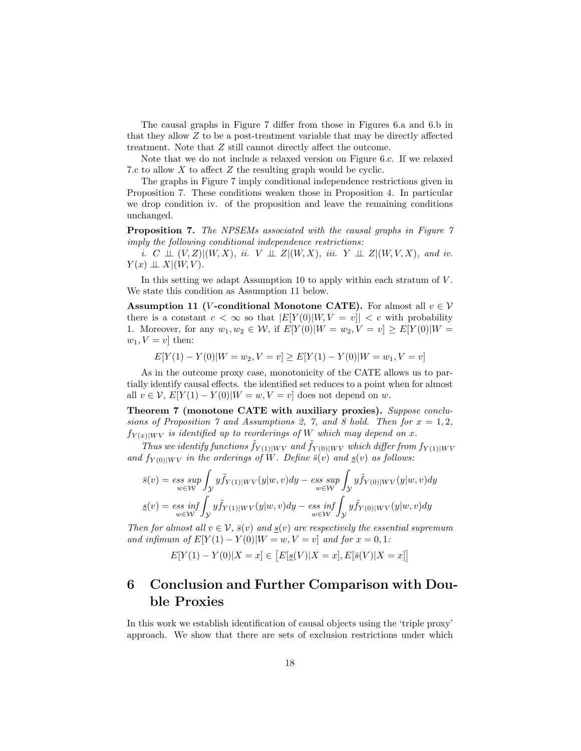The causal graphs in Figure 7 differ from those in Figures 6.a and 6.b in that they allow $Z$ to be a post-treatment variable that may be directly affected treatment. Note that $Z$ still cannot directly affect the outcome.

Note that we do not include a relaxed version on Figure 6.c. If we relaxed 7.c to allow $X$ to affect $Z$ the resulting graph would be cyclic.

The graphs in Figure 7 imply conditional independence restrictions given in Proposition 7. These conditions weaken those in Proposition 4. In particular we drop condition iv. of the proposition and leave the remaining conditions unchanged.

**Proposition 7.** *The NPSEMs associated with the causal graphs in Figure 7 imply the following conditional independence restrictions:*

*i.* $C \perp\!\!\!\perp (V, Z)|(W, X)$, *ii.* $V \perp\!\!\!\perp Z|(W, X)$, *iii.* $Y \perp\!\!\!\perp Z|(W, V, X)$, *and iv.* $Y(x) \perp\!\!\!\perp X|(W, V)$.

In this setting we adapt Assumption 10 to apply within each stratum of $V$. We state this condition as Assumption 11 below.

**Assumption 11 ($V$-conditional Monotone CATE).** For almost all $v \in \mathcal{V}$ there is a constant $c < \infty$ so that $|E[Y(0)|W, V = v]| < c$ with probability 1. Moreover, for any $w_1, w_2 \in \mathcal{W}$, if $E[Y(0)|W = w_2, V = v] \geq E[Y(0)|W = w_1, V = v]$ then:

$$E[Y(1) - Y(0)|W = w_2, V = v] \geq E[Y(1) - Y(0)|W = w_1, V = v]$$

As in the outcome proxy case, monotonicity of the CATE allows us to partially identify causal effects. the identified set reduces to a point when for almost all $v \in \mathcal{V}$, $E[Y(1) - Y(0)|W = w, V = v]$ does not depend on $w$.

**Theorem 7 (monotone CATE with auxiliary proxies).** *Suppose conclusions of Proposition 7 and Assumptions 2, 7, and 8 hold. Then for $x = 1, 2$, $f_{Y(x)|WV}$ is identified up to reorderings of $W$ which may depend on $x$.*

*Thus we identify functions $\tilde{f}_{Y(1)|WV}$ and $\tilde{f}_{Y(0)|WV}$ which differ from $f_{Y(1)|WV}$ and $f_{Y(0)|WV}$ in the orderings of $W$. Define $\bar{s}(v)$ and $\underline{s}(v)$ as follows:*

$$\bar{s}(v) = \underset{w \in \mathcal{W}}{\text{ess sup}} \int_{\mathcal{Y}} y \tilde{f}_{Y(1)|WV}(y|w, v)dy - \underset{w \in \mathcal{W}}{\text{ess sup}} \int_{\mathcal{Y}} y \tilde{f}_{Y(0)|WV}(y|w, v)dy$$

$$\underline{s}(v) = \underset{w \in \mathcal{W}}{\text{ess inf}} \int_{\mathcal{Y}} y \tilde{f}_{Y(1)|WV}(y|w, v)dy - \underset{w \in \mathcal{W}}{\text{ess inf}} \int_{\mathcal{Y}} y \tilde{f}_{Y(0)|WV}(y|w, v)dy$$

*Then for almost all $v \in \mathcal{V}$, $\bar{s}(v)$ and $\underline{s}(v)$ are respectively the essential supremum and infimum of $E[Y(1) - Y(0)|W = w, V = v]$ and for $x = 0, 1$:*

$$E[Y(1) - Y(0)|X = x] \in \big[E[\underline{s}(V)|X = x], E[\bar{s}(V)|X = x]\big]$$

# 6 Conclusion and Further Comparison with Double Proxies

In this work we establish identification of causal objects using the 'triple proxy' approach. We show that there are sets of exclusion restrictions under which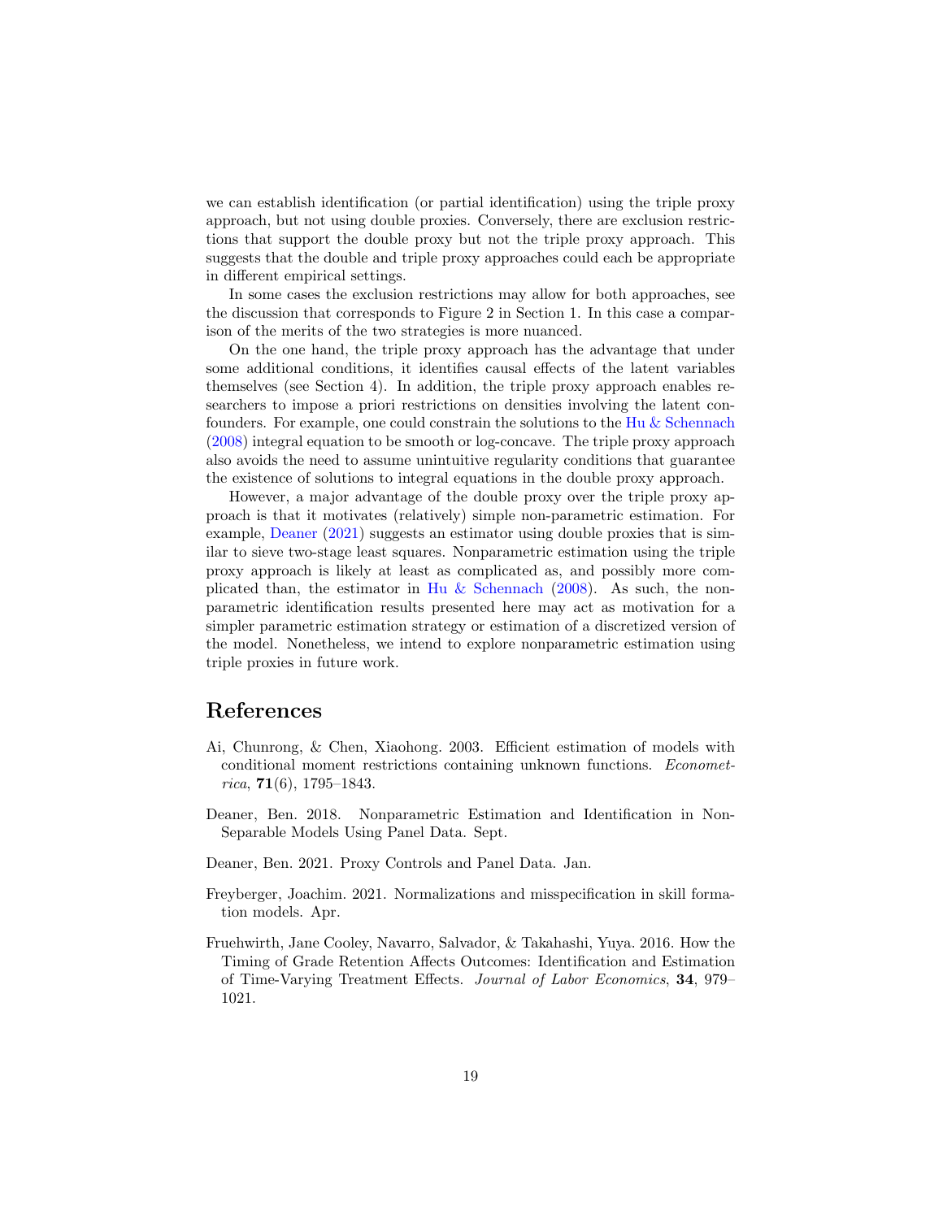we can establish identification (or partial identification) using the triple proxy approach, but not using double proxies. Conversely, there are exclusion restrictions that support the double proxy but not the triple proxy approach. This suggests that the double and triple proxy approaches could each be appropriate in different empirical settings.

In some cases the exclusion restrictions may allow for both approaches, see the discussion that corresponds to Figure 2 in Section 1. In this case a comparison of the merits of the two strategies is more nuanced.

On the one hand, the triple proxy approach has the advantage that under some additional conditions, it identifies causal effects of the latent variables themselves (see Section 4). In addition, the triple proxy approach enables researchers to impose a priori restrictions on densities involving the latent confounders. For example, one could constrain the solutions to the Hu & Schennach (2008) integral equation to be smooth or log-concave. The triple proxy approach also avoids the need to assume unintuitive regularity conditions that guarantee the existence of solutions to integral equations in the double proxy approach.

However, a major advantage of the double proxy over the triple proxy approach is that it motivates (relatively) simple non-parametric estimation. For example, Deaner (2021) suggests an estimator using double proxies that is similar to sieve two-stage least squares. Nonparametric estimation using the triple proxy approach is likely at least as complicated as, and possibly more complicated than, the estimator in Hu & Schennach (2008). As such, the nonparametric identification results presented here may act as motivation for a simpler parametric estimation strategy or estimation of a discretized version of the model. Nonetheless, we intend to explore nonparametric estimation using triple proxies in future work.

# References

Ai, Chunrong, & Chen, Xiaohong. 2003. Efficient estimation of models with conditional moment restrictions containing unknown functions. *Econometrica*, **71**(6), 1795–1843.

Deaner, Ben. 2018. Nonparametric Estimation and Identification in Non-Separable Models Using Panel Data. Sept.

Deaner, Ben. 2021. Proxy Controls and Panel Data. Jan.

Freyberger, Joachim. 2021. Normalizations and misspecification in skill formation models. Apr.

Fruehwirth, Jane Cooley, Navarro, Salvador, & Takahashi, Yuya. 2016. How the Timing of Grade Retention Affects Outcomes: Identification and Estimation of Time-Varying Treatment Effects. *Journal of Labor Economics*, **34**, 979–1021.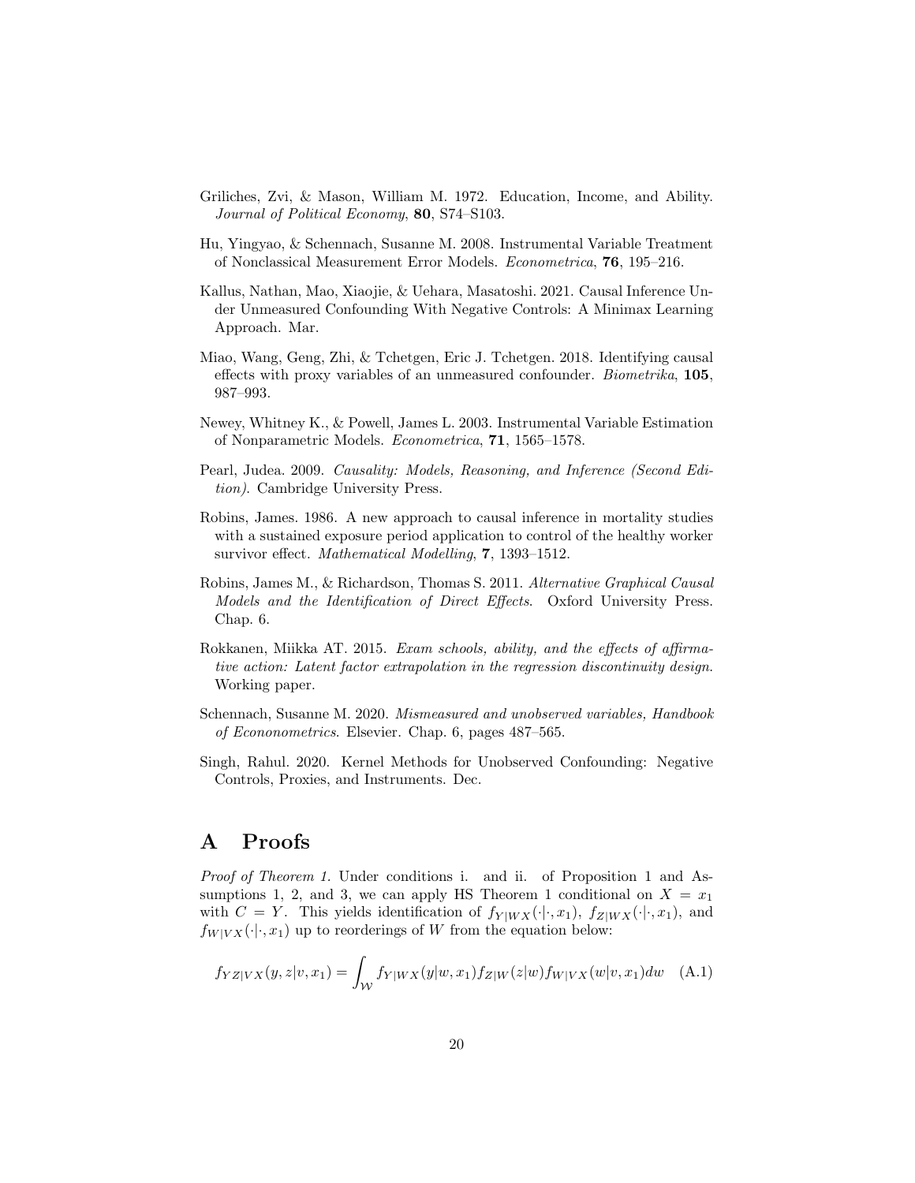Griliches, Zvi, & Mason, William M. 1972. Education, Income, and Ability. *Journal of Political Economy*, **80**, S74–S103.

Hu, Yingyao, & Schennach, Susanne M. 2008. Instrumental Variable Treatment of Nonclassical Measurement Error Models. *Econometrica*, **76**, 195–216.

Kallus, Nathan, Mao, Xiaojie, & Uehara, Masatoshi. 2021. Causal Inference Under Unmeasured Confounding With Negative Controls: A Minimax Learning Approach. Mar.

Miao, Wang, Geng, Zhi, & Tchetgen, Eric J. Tchetgen. 2018. Identifying causal effects with proxy variables of an unmeasured confounder. *Biometrika*, **105**, 987–993.

Newey, Whitney K., & Powell, James L. 2003. Instrumental Variable Estimation of Nonparametric Models. *Econometrica*, **71**, 1565–1578.

Pearl, Judea. 2009. *Causality: Models, Reasoning, and Inference (Second Edition)*. Cambridge University Press.

Robins, James. 1986. A new approach to causal inference in mortality studies with a sustained exposure period application to control of the healthy worker survivor effect. *Mathematical Modelling*, **7**, 1393–1512.

Robins, James M., & Richardson, Thomas S. 2011. *Alternative Graphical Causal Models and the Identification of Direct Effects*. Oxford University Press. Chap. 6.

Rokkanen, Miikka AT. 2015. *Exam schools, ability, and the effects of affirmative action: Latent factor extrapolation in the regression discontinuity design*. Working paper.

Schennach, Susanne M. 2020. *Mismeasured and unobserved variables, Handbook of Econonometrics*. Elsevier. Chap. 6, pages 487–565.

Singh, Rahul. 2020. Kernel Methods for Unobserved Confounding: Negative Controls, Proxies, and Instruments. Dec.

# A Proofs

*Proof of Theorem 1.* Under conditions i. and ii. of Proposition 1 and Assumptions 1, 2, and 3, we can apply HS Theorem 1 conditional on $X = x_1$ with $C = Y$. This yields identification of $f_{Y|WX}(\cdot|\cdot, x_1)$, $f_{Z|WX}(\cdot|\cdot, x_1)$, and $f_{W|VX}(\cdot|\cdot, x_1)$ up to reorderings of $W$ from the equation below:

$$f_{YZ|VX}(y, z|v, x_1) = \int_{\mathcal{W}} f_{Y|WX}(y|w, x_1) f_{Z|W}(z|w) f_{W|VX}(w|v, x_1) dw \quad \text{(A.1)}$$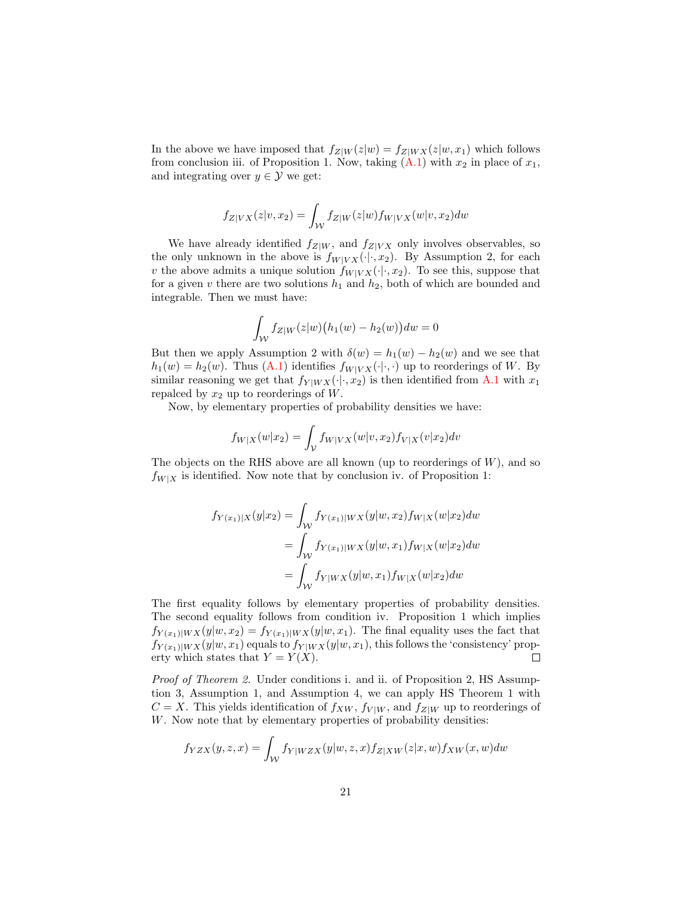In the above we have imposed that $f_{Z|W}(z|w) = f_{Z|WX}(z|w, x_1)$ which follows from conclusion iii. of Proposition 1. Now, taking (A.1) with $x_2$ in place of $x_1$, and integrating over $y \in \mathcal{Y}$ we get:

$$f_{Z|VX}(z|v, x_2) = \int_{\mathcal{W}} f_{Z|W}(z|w) f_{W|VX}(w|v, x_2) dw$$

We have already identified $f_{Z|W}$, and $f_{Z|VX}$ only involves observables, so the only unknown in the above is $f_{W|VX}(\cdot|\cdot, x_2)$. By Assumption 2, for each $v$ the above admits a unique solution $f_{W|VX}(\cdot|\cdot, x_2)$. To see this, suppose that for a given $v$ there are two solutions $h_1$ and $h_2$, both of which are bounded and integrable. Then we must have:

$$\int_{\mathcal{W}} f_{Z|W}(z|w)\big(h_1(w) - h_2(w)\big) dw = 0$$

But then we apply Assumption 2 with $\delta(w) = h_1(w) - h_2(w)$ and we see that $h_1(w) = h_2(w)$. Thus (A.1) identifies $f_{W|VX}(\cdot|\cdot, \cdot)$ up to reorderings of $W$. By similar reasoning we get that $f_{Y|WX}(\cdot|\cdot, x_2)$ is then identified from A.1 with $x_1$ repalced by $x_2$ up to reorderings of $W$.

Now, by elementary properties of probability densities we have:

$$f_{W|X}(w|x_2) = \int_{\mathcal{V}} f_{W|VX}(w|v, x_2) f_{V|X}(v|x_2) dv$$

The objects on the RHS above are all known (up to reorderings of $W$), and so $f_{W|X}$ is identified. Now note that by conclusion iv. of Proposition 1:

$$\begin{aligned}
f_{Y(x_1)|X}(y|x_2) &= \int_{\mathcal{W}} f_{Y(x_1)|WX}(y|w, x_2) f_{W|X}(w|x_2) dw \\
&= \int_{\mathcal{W}} f_{Y(x_1)|WX}(y|w, x_1) f_{W|X}(w|x_2) dw \\
&= \int_{\mathcal{W}} f_{Y|WX}(y|w, x_1) f_{W|X}(w|x_2) dw
\end{aligned}$$

The first equality follows by elementary properties of probability densities. The second equality follows from condition iv. Proposition 1 which implies $f_{Y(x_1)|WX}(y|w, x_2) = f_{Y(x_1)|WX}(y|w, x_1)$. The final equality uses the fact that $f_{Y(x_1)|WX}(y|w, x_1)$ equals to $f_{Y|WX}(y|w, x_1)$, this follows the 'consistency' property which states that $Y = Y(X)$. □

*Proof of Theorem 2.* Under conditions i. and ii. of Proposition 2, HS Assumption 3, Assumption 1, and Assumption 4, we can apply HS Theorem 1 with $C = X$. This yields identification of $f_{XW}$, $f_{V|W}$, and $f_{Z|W}$ up to reorderings of $W$. Now note that by elementary properties of probability densities:

$$f_{YZX}(y, z, x) = \int_{\mathcal{W}} f_{Y|WZX}(y|w, z, x) f_{Z|XW}(z|x, w) f_{XW}(x, w) dw$$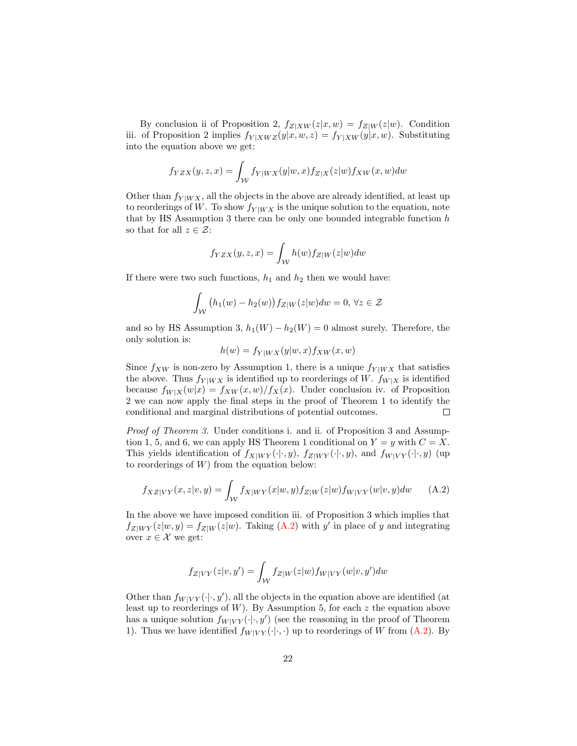By conclusion ii of Proposition 2, $f_{Z|XW}(z|x,w) = f_{Z|W}(z|w)$. Condition iii. of Proposition 2 implies $f_{Y|XWZ}(y|x,w,z) = f_{Y|XW}(y|x,w)$. Substituting into the equation above we get:

$$f_{YZX}(y,z,x) = \int_{\mathcal{W}} f_{Y|WX}(y|w,x) f_{Z|X}(z|w) f_{XW}(x,w) dw$$

Other than $f_{Y|WX}$, all the objects in the above are already identified, at least up to reorderings of $W$. To show $f_{Y|WX}$ is the unique solution to the equation, note that by HS Assumption 3 there can be only one bounded integrable function $h$ so that for all $z \in \mathcal{Z}$:

$$f_{YZX}(y,z,x) = \int_{\mathcal{W}} h(w) f_{Z|W}(z|w) dw$$

If there were two such functions, $h_1$ and $h_2$ then we would have:

$$\int_{\mathcal{W}} \big(h_1(w) - h_2(w)\big) f_{Z|W}(z|w) dw = 0, \, \forall z \in \mathcal{Z}$$

and so by HS Assumption 3, $h_1(W) - h_2(W) = 0$ almost surely. Therefore, the only solution is:

$$h(w) = f_{Y|WX}(y|w,x) f_{XW}(x,w)$$

Since $f_{XW}$ is non-zero by Assumption 1, there is a unique $f_{Y|WX}$ that satisfies the above. Thus $f_{Y|WX}$ is identified up to reorderings of $W$. $f_{W|X}$ is identified because $f_{W|X}(w|x) = f_{XW}(x,w)/f_X(x)$. Under conclusion iv. of Proposition 2 we can now apply the final steps in the proof of Theorem 1 to identify the conditional and marginal distributions of potential outcomes. □

*Proof of Theorem 3.* Under conditions i. and ii. of Proposition 3 and Assumption 1, 5, and 6, we can apply HS Theorem 1 conditional on $Y = y$ with $C = X$. This yields identification of $f_{X|WY}(\cdot|\cdot,y)$, $f_{Z|WY}(\cdot|\cdot,y)$, and $f_{W|VY}(\cdot|\cdot,y)$ (up to reorderings of $W$) from the equation below:

$$f_{XZ|VY}(x,z|v,y) = \int_{\mathcal{W}} f_{X|WY}(x|w,y) f_{Z|W}(z|w) f_{W|VY}(w|v,y) dw \tag{A.2}$$

In the above we have imposed condition iii. of Proposition 3 which implies that $f_{Z|WY}(z|w,y) = f_{Z|W}(z|w)$. Taking (A.2) with $y'$ in place of $y$ and integrating over $x \in \mathcal{X}$ we get:

$$f_{Z|VY}(z|v,y') = \int_{\mathcal{W}} f_{Z|W}(z|w) f_{W|VY}(w|v,y') dw$$

Other than $f_{W|VY}(\cdot|\cdot,y')$, all the objects in the equation above are identified (at least up to reorderings of $W$). By Assumption 5, for each $z$ the equation above has a unique solution $f_{W|VY}(\cdot|\cdot,y')$ (see the reasoning in the proof of Theorem 1). Thus we have identified $f_{W|VY}(\cdot|\cdot,\cdot)$ up to reorderings of $W$ from (A.2). By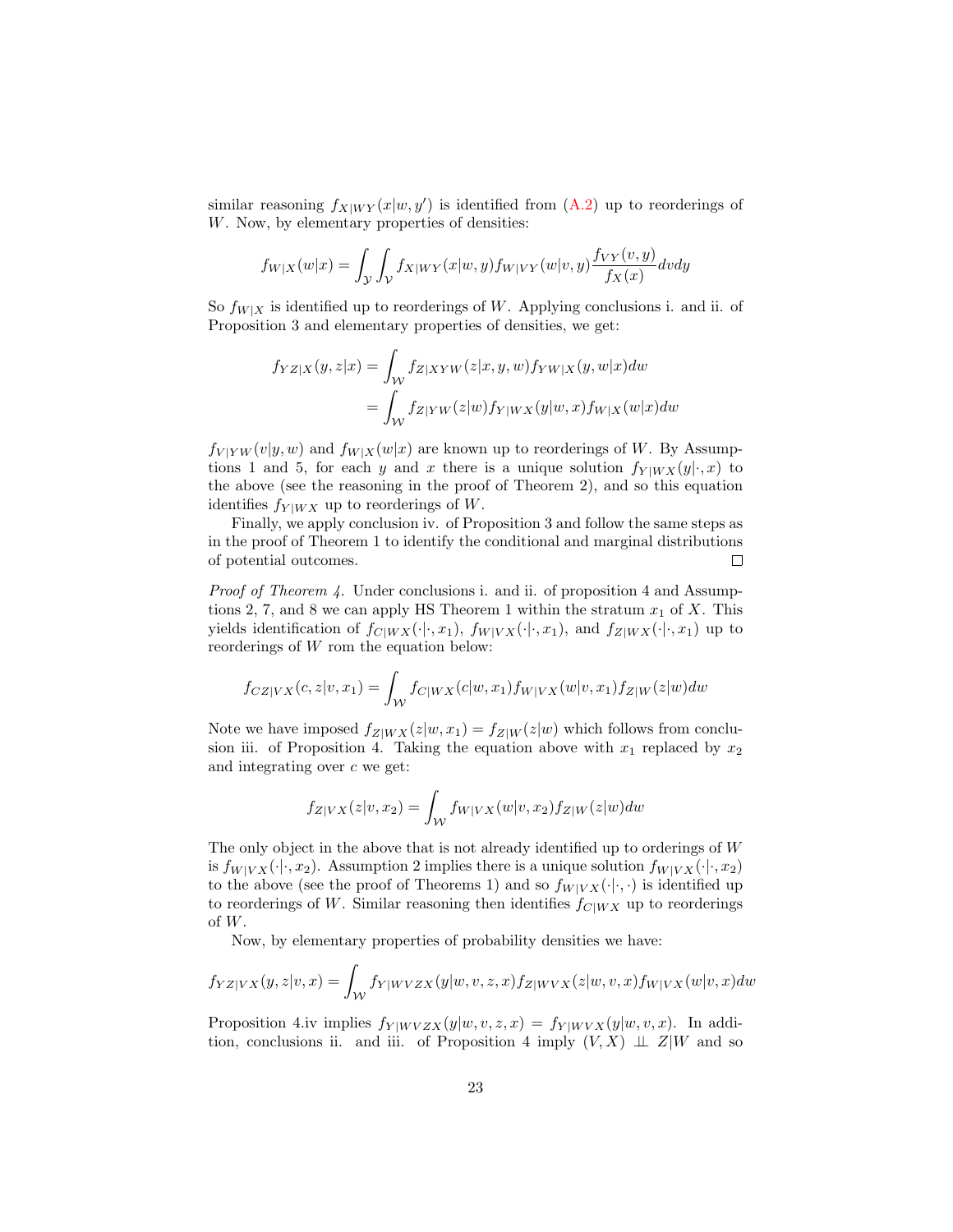similar reasoning $f_{X|WY}(x|w,y')$ is identified from (A.2) up to reorderings of $W$. Now, by elementary properties of densities:

$$f_{W|X}(w|x) = \int_{\mathcal{Y}} \int_{\mathcal{V}} f_{X|WY}(x|w,y) f_{W|VY}(w|v,y) \frac{f_{VY}(v,y)}{f_X(x)} dv dy$$

So $f_{W|X}$ is identified up to reorderings of $W$. Applying conclusions i. and ii. of Proposition 3 and elementary properties of densities, we get:

$$\begin{aligned} f_{YZ|X}(y,z|x) &= \int_{\mathcal{W}} f_{Z|XYW}(z|x,y,w) f_{YW|X}(y,w|x) dw \\ &= \int_{\mathcal{W}} f_{Z|YW}(z|w) f_{Y|WX}(y|w,x) f_{W|X}(w|x) dw \end{aligned}$$

$f_{V|YW}(v|y,w)$ and $f_{W|X}(w|x)$ are known up to reorderings of $W$. By Assumptions 1 and 5, for each $y$ and $x$ there is a unique solution $f_{Y|WX}(y|\cdot,x)$ to the above (see the reasoning in the proof of Theorem 2), and so this equation identifies $f_{Y|WX}$ up to reorderings of $W$.

Finally, we apply conclusion iv. of Proposition 3 and follow the same steps as in the proof of Theorem 1 to identify the conditional and marginal distributions of potential outcomes. $\square$

*Proof of Theorem 4.* Under conclusions i. and ii. of proposition 4 and Assumptions 2, 7, and 8 we can apply HS Theorem 1 within the stratum $x_1$ of $X$. This yields identification of $f_{C|WX}(\cdot|\cdot,x_1)$, $f_{W|VX}(\cdot|\cdot,x_1)$, and $f_{Z|WX}(\cdot|\cdot,x_1)$ up to reorderings of $W$ rom the equation below:

$$f_{CZ|VX}(c,z|v,x_1) = \int_{\mathcal{W}} f_{C|WX}(c|w,x_1) f_{W|VX}(w|v,x_1) f_{Z|W}(z|w) dw$$

Note we have imposed $f_{Z|WX}(z|w,x_1) = f_{Z|W}(z|w)$ which follows from conclusion iii. of Proposition 4. Taking the equation above with $x_1$ replaced by $x_2$ and integrating over $c$ we get:

$$f_{Z|VX}(z|v,x_2) = \int_{\mathcal{W}} f_{W|VX}(w|v,x_2) f_{Z|W}(z|w) dw$$

The only object in the above that is not already identified up to orderings of $W$ is $f_{W|VX}(\cdot|\cdot,x_2)$. Assumption 2 implies there is a unique solution $f_{W|VX}(\cdot|\cdot,x_2)$ to the above (see the proof of Theorems 1) and so $f_{W|VX}(\cdot|\cdot,\cdot)$ is identified up to reorderings of $W$. Similar reasoning then identifies $f_{C|WX}$ up to reorderings of $W$.

Now, by elementary properties of probability densities we have:

$$f_{YZ|VX}(y,z|v,x) = \int_{\mathcal{W}} f_{Y|WVZX}(y|w,v,z,x) f_{Z|WVX}(z|w,v,x) f_{W|VX}(w|v,x) dw$$

Proposition 4.iv implies $f_{Y|WVZX}(y|w,v,z,x) = f_{Y|WVX}(y|w,v,x)$. In addition, conclusions ii. and iii. of Proposition 4 imply $(V,X) \perp\!\!\!\perp Z|W$ and so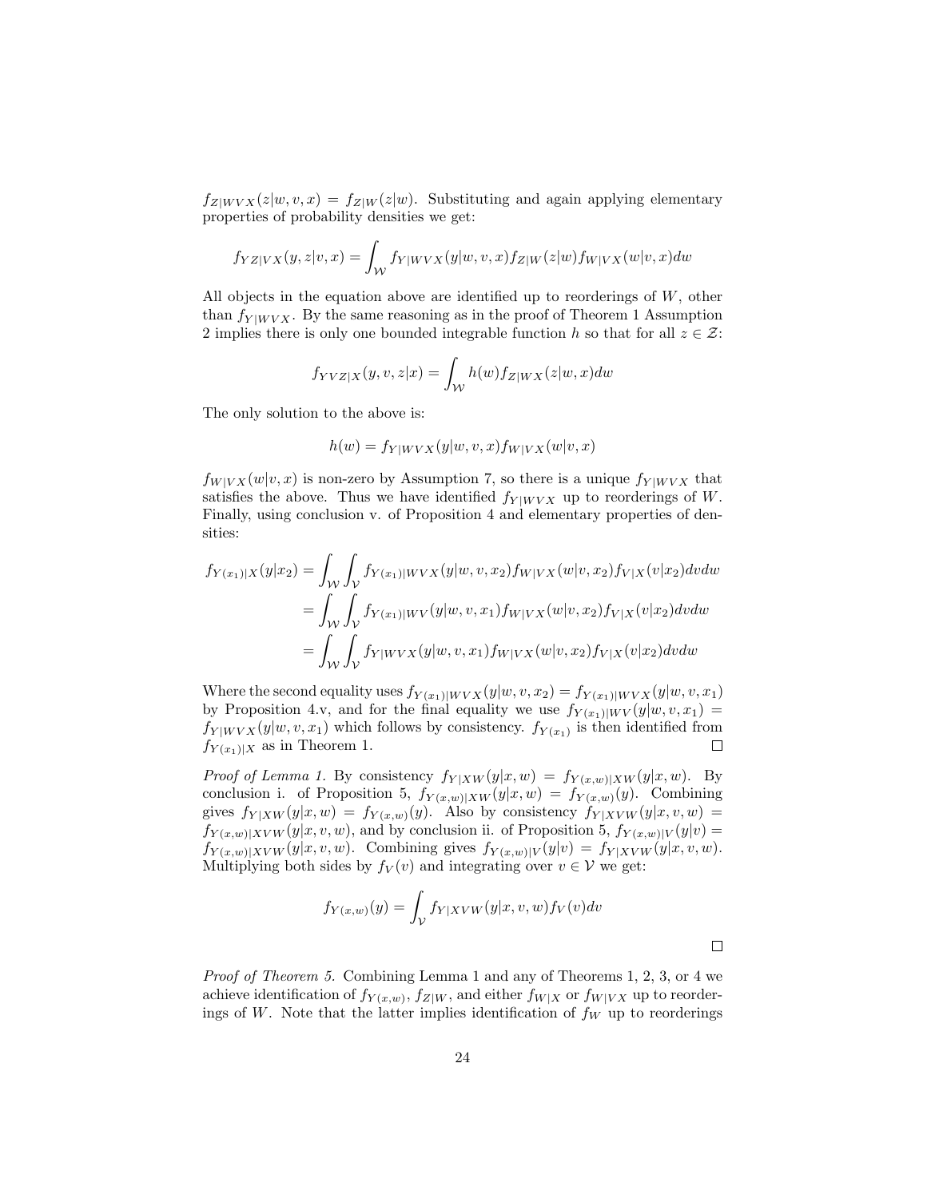$f_{Z|WVX}(z|w,v,x) = f_{Z|W}(z|w)$. Substituting and again applying elementary properties of probability densities we get:

$$f_{YZ|VX}(y,z|v,x) = \int_{\mathcal{W}} f_{Y|WVX}(y|w,v,x) f_{Z|W}(z|w) f_{W|VX}(w|v,x) dw$$

All objects in the equation above are identified up to reorderings of $W$, other than $f_{Y|WVX}$. By the same reasoning as in the proof of Theorem 1 Assumption 2 implies there is only one bounded integrable function $h$ so that for all $z \in \mathcal{Z}$:

$$f_{YVZ|X}(y,v,z|x) = \int_{\mathcal{W}} h(w) f_{Z|WX}(z|w,x) dw$$

The only solution to the above is:

$$h(w) = f_{Y|WVX}(y|w,v,x) f_{W|VX}(w|v,x)$$

$f_{W|VX}(w|v,x)$ is non-zero by Assumption 7, so there is a unique $f_{Y|WVX}$ that satisfies the above. Thus we have identified $f_{Y|WVX}$ up to reorderings of $W$. Finally, using conclusion v. of Proposition 4 and elementary properties of densities:

$$\begin{aligned}
f_{Y(x_1)|X}(y|x_2) &= \int_{\mathcal{W}} \int_{\mathcal{V}} f_{Y(x_1)|WVX}(y|w,v,x_2) f_{W|VX}(w|v,x_2) f_{V|X}(v|x_2) dv dw \\
&= \int_{\mathcal{W}} \int_{\mathcal{V}} f_{Y(x_1)|WV}(y|w,v,x_1) f_{W|VX}(w|v,x_2) f_{V|X}(v|x_2) dv dw \\
&= \int_{\mathcal{W}} \int_{\mathcal{V}} f_{Y|WVX}(y|w,v,x_1) f_{W|VX}(w|v,x_2) f_{V|X}(v|x_2) dv dw
\end{aligned}$$

Where the second equality uses $f_{Y(x_1)|WVX}(y|w,v,x_2) = f_{Y(x_1)|WVX}(y|w,v,x_1)$ by Proposition 4.v, and for the final equality we use $f_{Y(x_1)|WV}(y|w,v,x_1) = f_{Y|WVX}(y|w,v,x_1)$ which follows by consistency. $f_{Y(x_1)}$ is then identified from $f_{Y(x_1)|X}$ as in Theorem 1. □

*Proof of Lemma 1.* By consistency $f_{Y|XW}(y|x,w) = f_{Y(x,w)|XW}(y|x,w)$. By conclusion i. of Proposition 5, $f_{Y(x,w)|XW}(y|x,w) = f_{Y(x,w)}(y)$. Combining gives $f_{Y|XW}(y|x,w) = f_{Y(x,w)}(y)$. Also by consistency $f_{Y|XVW}(y|x,v,w) = f_{Y(x,w)|XVW}(y|x,v,w)$, and by conclusion ii. of Proposition 5, $f_{Y(x,w)|V}(y|v) = f_{Y(x,w)|XVW}(y|x,v,w)$. Combining gives $f_{Y(x,w)|V}(y|v) = f_{Y|XVW}(y|x,v,w)$. Multiplying both sides by $f_V(v)$ and integrating over $v \in \mathcal{V}$ we get:

$$f_{Y(x,w)}(y) = \int_{\mathcal{V}} f_{Y|XVW}(y|x,v,w) f_V(v) dv$$

□

*Proof of Theorem 5.* Combining Lemma 1 and any of Theorems 1, 2, 3, or 4 we achieve identification of $f_{Y(x,w)}$, $f_{Z|W}$, and either $f_{W|X}$ or $f_{W|VX}$ up to reorderings of $W$. Note that the latter implies identification of $f_W$ up to reorderings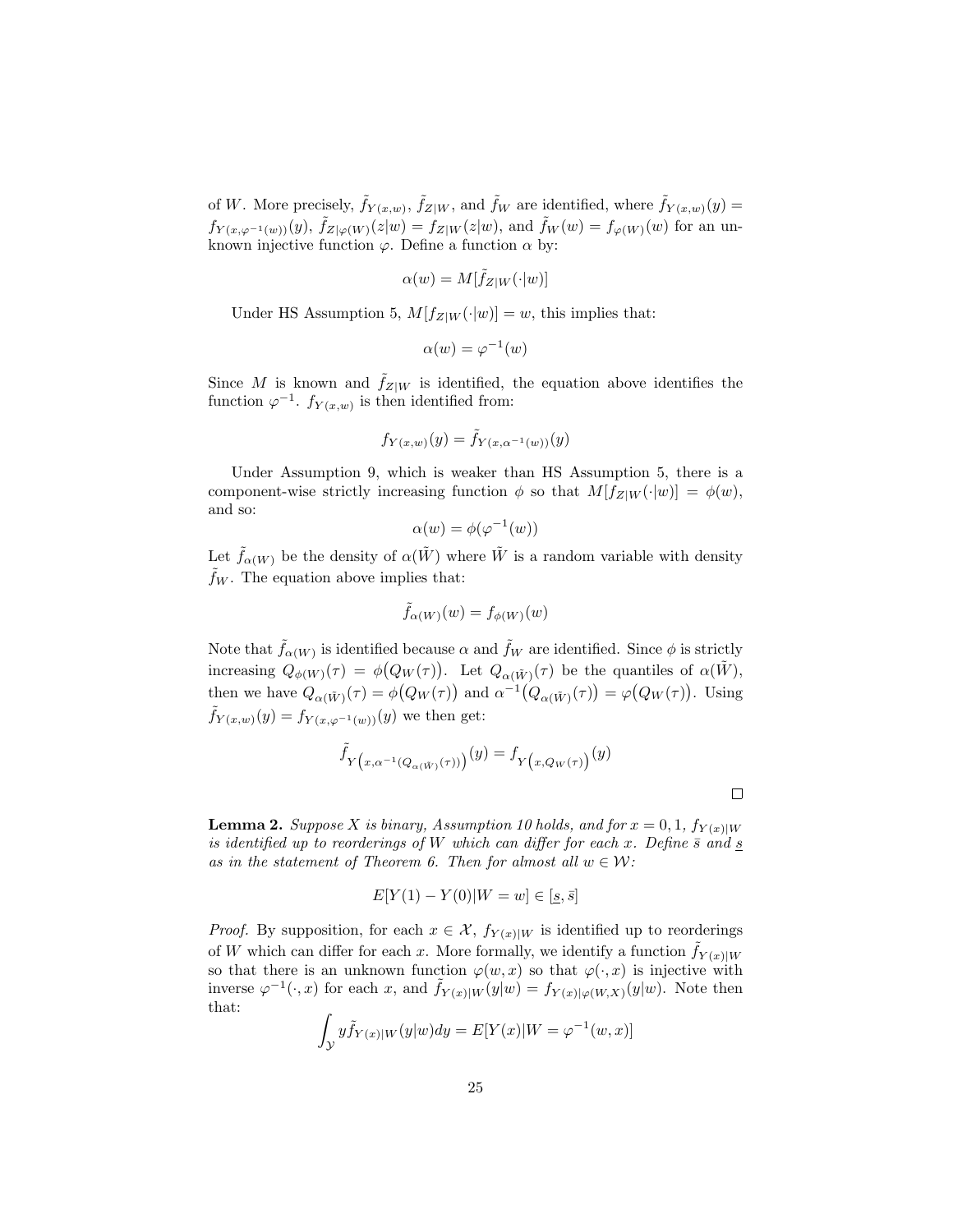of $W$. More precisely, $\tilde{f}_{Y(x,w)}$, $\tilde{f}_{Z|W}$, and $\tilde{f}_W$ are identified, where $\tilde{f}_{Y(x,w)}(y) = f_{Y(x,\varphi^{-1}(w))}(y)$, $\tilde{f}_{Z|\varphi(W)}(z|w) = f_{Z|W}(z|w)$, and $\tilde{f}_W(w) = f_{\varphi(W)}(w)$ for an unknown injective function $\varphi$. Define a function $\alpha$ by:

$$\alpha(w) = M[\tilde{f}_{Z|W}(\cdot|w)]$$

Under HS Assumption 5, $M[f_{Z|W}(\cdot|w)] = w$, this implies that:

$$\alpha(w) = \varphi^{-1}(w)$$

Since $M$ is known and $\tilde{f}_{Z|W}$ is identified, the equation above identifies the function $\varphi^{-1}$. $f_{Y(x,w)}$ is then identified from:

$$f_{Y(x,w)}(y) = \tilde{f}_{Y(x,\alpha^{-1}(w))}(y)$$

Under Assumption 9, which is weaker than HS Assumption 5, there is a component-wise strictly increasing function $\phi$ so that $M[f_{Z|W}(\cdot|w)] = \phi(w)$, and so:

$$\alpha(w) = \phi(\varphi^{-1}(w))$$

Let $\tilde{f}_{\alpha(W)}$ be the density of $\alpha(\tilde{W})$ where $\tilde{W}$ is a random variable with density $\tilde{f}_W$. The equation above implies that:

$$\tilde{f}_{\alpha(W)}(w) = f_{\phi(W)}(w)$$

Note that $\tilde{f}_{\alpha(W)}$ is identified because $\alpha$ and $\tilde{f}_W$ are identified. Since $\phi$ is strictly increasing $Q_{\phi(W)}(\tau) = \phi\big(Q_W(\tau)\big)$. Let $Q_{\alpha(\tilde{W})}(\tau)$ be the quantiles of $\alpha(\tilde{W})$, then we have $Q_{\alpha(\tilde{W})}(\tau) = \phi\big(Q_W(\tau)\big)$ and $\alpha^{-1}\big(Q_{\alpha(\tilde{W})}(\tau)\big) = \varphi\big(Q_W(\tau)\big)$. Using $\tilde{f}_{Y(x,w)}(y) = f_{Y(x,\varphi^{-1}(w))}(y)$ we then get:

$$\tilde{f}_{Y\left(x,\alpha^{-1}(Q_{\alpha(\tilde{W})}(\tau))\right)}(y) = f_{Y\left(x,Q_W(\tau)\right)}(y)$$

□

**Lemma 2.** *Suppose $X$ is binary, Assumption 10 holds, and for $x = 0, 1$, $f_{Y(x)|W}$ is identified up to reorderings of $W$ which can differ for each $x$. Define $\bar{s}$ and $\underline{s}$ as in the statement of Theorem 6. Then for almost all $w \in \mathcal{W}$:*

$$E[Y(1) - Y(0)|W = w] \in [\underline{s}, \bar{s}]$$

*Proof.* By supposition, for each $x \in \mathcal{X}$, $f_{Y(x)|W}$ is identified up to reorderings of $W$ which can differ for each $x$. More formally, we identify a function $\tilde{f}_{Y(x)|W}$ so that there is an unknown function $\varphi(w, x)$ so that $\varphi(\cdot, x)$ is injective with inverse $\varphi^{-1}(\cdot, x)$ for each $x$, and $\tilde{f}_{Y(x)|W}(y|w) = f_{Y(x)|\varphi(W,X)}(y|w)$. Note then that:

$$\int_{\mathcal{Y}} y\tilde{f}_{Y(x)|W}(y|w)dy = E[Y(x)|W = \varphi^{-1}(w, x)]$$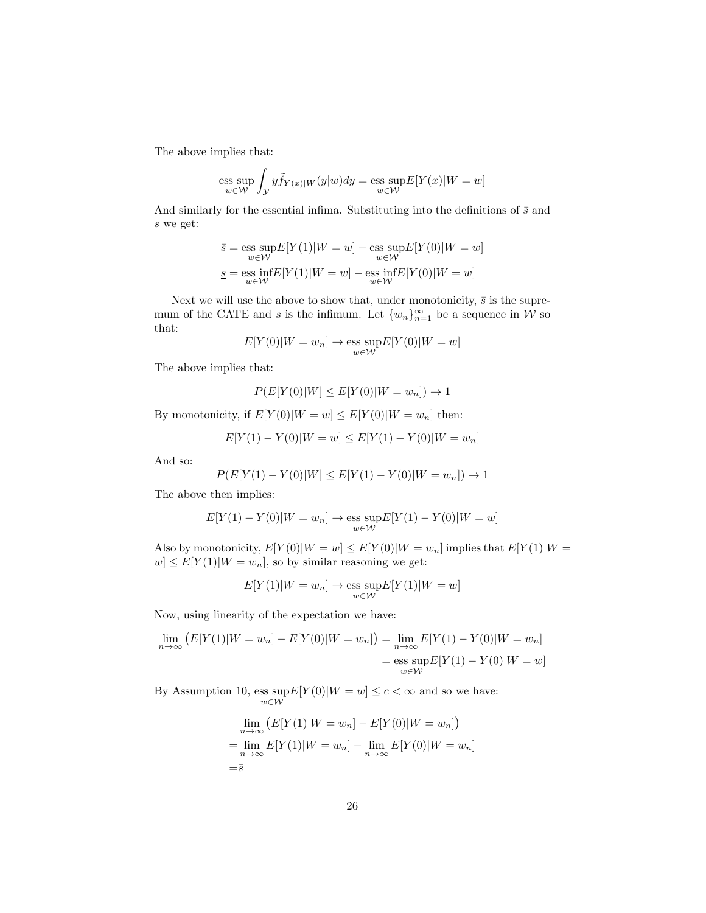The above implies that:

$$\operatorname*{ess\,sup}_{w \in \mathcal{W}} \int_{\mathcal{Y}} y \tilde{f}_{Y(x)|W}(y|w)dy = \operatorname*{ess\,sup}_{w \in \mathcal{W}} E[Y(x)|W = w]$$

And similarly for the essential infima. Substituting into the definitions of $\bar{s}$ and $\underline{s}$ we get:

$$\bar{s} = \operatorname*{ess\,sup}_{w \in \mathcal{W}} E[Y(1)|W = w] - \operatorname*{ess\,sup}_{w \in \mathcal{W}} E[Y(0)|W = w]$$
$$\underline{s} = \operatorname*{ess\,inf}_{w \in \mathcal{W}} E[Y(1)|W = w] - \operatorname*{ess\,inf}_{w \in \mathcal{W}} E[Y(0)|W = w]$$

Next we will use the above to show that, under monotonicity, $\bar{s}$ is the supremum of the CATE and $\underline{s}$ is the infimum. Let $\{w_n\}_{n=1}^{\infty}$ be a sequence in $\mathcal{W}$ so that:

$$E[Y(0)|W = w_n] \to \operatorname*{ess\,sup}_{w \in \mathcal{W}} E[Y(0)|W = w]$$

The above implies that:

$$P(E[Y(0)|W] \leq E[Y(0)|W = w_n]) \to 1$$

By monotonicity, if $E[Y(0)|W = w] \leq E[Y(0)|W = w_n]$ then:

$$E[Y(1) - Y(0)|W = w] \leq E[Y(1) - Y(0)|W = w_n]$$

And so:

$$P(E[Y(1) - Y(0)|W] \leq E[Y(1) - Y(0)|W = w_n]) \to 1$$

The above then implies:

$$E[Y(1) - Y(0)|W = w_n] \to \operatorname*{ess\,sup}_{w \in \mathcal{W}} E[Y(1) - Y(0)|W = w]$$

Also by monotonicity, $E[Y(0)|W = w] \leq E[Y(0)|W = w_n]$ implies that $E[Y(1)|W = w] \leq E[Y(1)|W = w_n]$, so by similar reasoning we get:

$$E[Y(1)|W = w_n] \to \operatorname*{ess\,sup}_{w \in \mathcal{W}} E[Y(1)|W = w]$$

Now, using linearity of the expectation we have:

$$\begin{aligned}\lim_{n\to\infty} \big(E[Y(1)|W = w_n] - E[Y(0)|W = w_n]\big) &= \lim_{n\to\infty} E[Y(1) - Y(0)|W = w_n] \\ &= \operatorname*{ess\,sup}_{w \in \mathcal{W}} E[Y(1) - Y(0)|W = w]\end{aligned}$$

By Assumption 10, $\operatorname*{ess\,sup}_{w \in \mathcal{W}} E[Y(0)|W = w] \leq c < \infty$ and so we have:

$$\begin{aligned}&\lim_{n\to\infty} \big(E[Y(1)|W = w_n] - E[Y(0)|W = w_n]\big) \\ =&\lim_{n\to\infty} E[Y(1)|W = w_n] - \lim_{n\to\infty} E[Y(0)|W = w_n] \\ =&\bar{s}\end{aligned}$$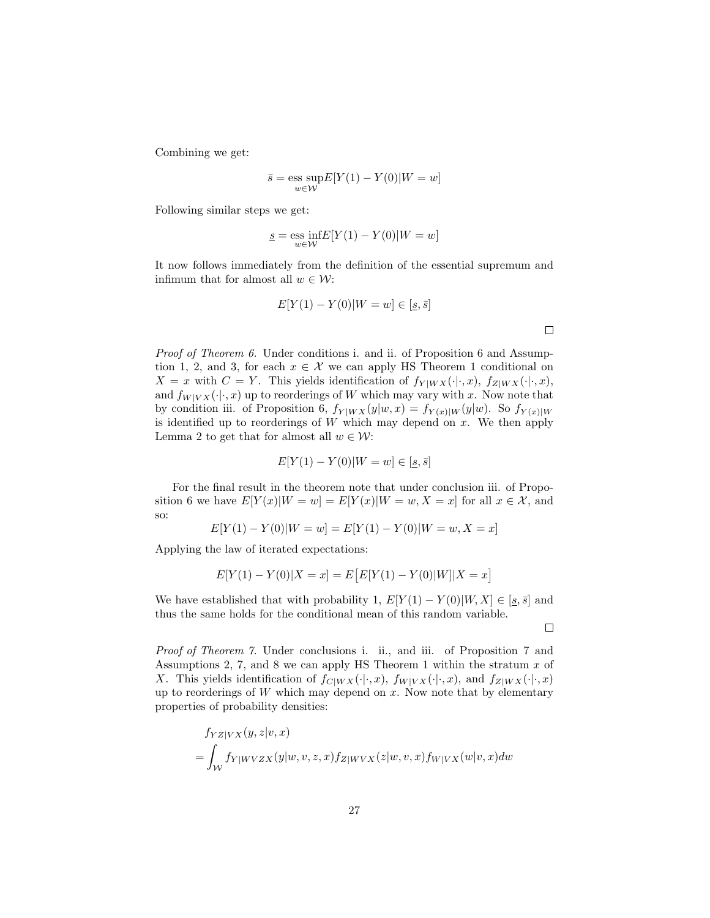Combining we get:

$$\bar{s} = \underset{w \in \mathcal{W}}{\text{ess sup}} E[Y(1) - Y(0)|W = w]$$

Following similar steps we get:

$$\underline{s} = \underset{w \in \mathcal{W}}{\text{ess inf}} E[Y(1) - Y(0)|W = w]$$

It now follows immediately from the definition of the essential supremum and infimum that for almost all $w \in \mathcal{W}$:

$$E[Y(1) - Y(0)|W = w] \in [\underline{s}, \bar{s}]$$

□

*Proof of Theorem 6.* Under conditions i. and ii. of Proposition 6 and Assumption 1, 2, and 3, for each $x \in \mathcal{X}$ we can apply HS Theorem 1 conditional on $X = x$ with $C = Y$. This yields identification of $f_{Y|WX}(\cdot|\cdot, x)$, $f_{Z|WX}(\cdot|\cdot, x)$, and $f_{W|VX}(\cdot|\cdot, x)$ up to reorderings of $W$ which may vary with $x$. Now note that by condition iii. of Proposition 6, $f_{Y|WX}(y|w, x) = f_{Y(x)|W}(y|w)$. So $f_{Y(x)|W}$ is identified up to reorderings of $W$ which may depend on $x$. We then apply Lemma 2 to get that for almost all $w \in \mathcal{W}$:

$$E[Y(1) - Y(0)|W = w] \in [\underline{s}, \bar{s}]$$

For the final result in the theorem note that under conclusion iii. of Proposition 6 we have $E[Y(x)|W = w] = E[Y(x)|W = w, X = x]$ for all $x \in \mathcal{X}$, and so:

$$E[Y(1) - Y(0)|W = w] = E[Y(1) - Y(0)|W = w, X = x]$$

Applying the law of iterated expectations:

$$E[Y(1) - Y(0)|X = x] = E\big[E[Y(1) - Y(0)|W]|X = x\big]$$

We have established that with probability 1, $E[Y(1) - Y(0)|W, X] \in [\underline{s}, \bar{s}]$ and thus the same holds for the conditional mean of this random variable.

□

*Proof of Theorem 7.* Under conclusions i. ii., and iii. of Proposition 7 and Assumptions 2, 7, and 8 we can apply HS Theorem 1 within the stratum $x$ of $X$. This yields identification of $f_{C|WX}(\cdot|\cdot, x)$, $f_{W|VX}(\cdot|\cdot, x)$, and $f_{Z|WX}(\cdot|\cdot, x)$ up to reorderings of $W$ which may depend on $x$. Now note that by elementary properties of probability densities:

$$\begin{aligned}
&f_{YZ|VX}(y, z|v, x) \\
&= \int_{\mathcal{W}} f_{Y|WVZX}(y|w, v, z, x) f_{Z|WVX}(z|w, v, x) f_{W|VX}(w|v, x) dw
\end{aligned}$$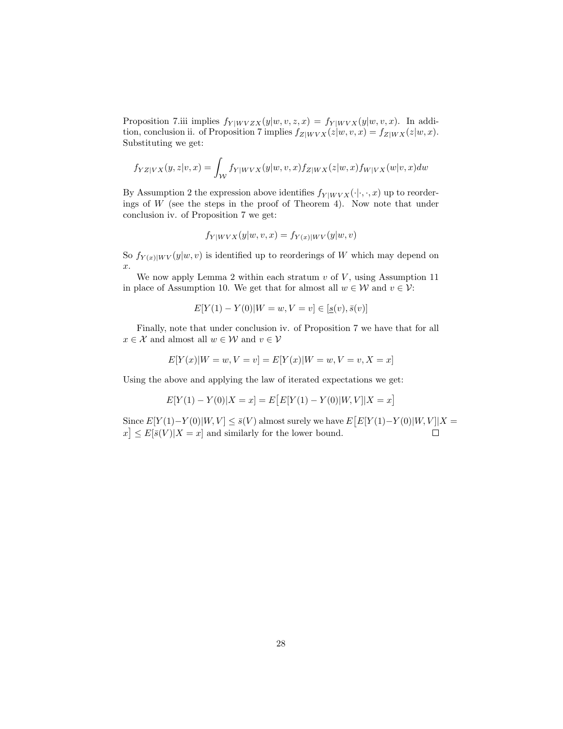Proposition 7.iii implies $f_{Y|WVZX}(y|w,v,z,x) = f_{Y|WVX}(y|w,v,x)$. In addition, conclusion ii. of Proposition 7 implies $f_{Z|WVX}(z|w,v,x) = f_{Z|WX}(z|w,x)$. Substituting we get:

$$f_{YZ|VX}(y,z|v,x) = \int_{\mathcal{W}} f_{Y|WVX}(y|w,v,x) f_{Z|WX}(z|w,x) f_{W|VX}(w|v,x) dw$$

By Assumption 2 the expression above identifies $f_{Y|WVX}(\cdot|\cdot,\cdot,x)$ up to reorderings of $W$ (see the steps in the proof of Theorem 4). Now note that under conclusion iv. of Proposition 7 we get:

$$f_{Y|WVX}(y|w,v,x) = f_{Y(x)|WV}(y|w,v)$$

So $f_{Y(x)|WV}(y|w,v)$ is identified up to reorderings of $W$ which may depend on $x$.

We now apply Lemma 2 within each stratum $v$ of $V$, using Assumption 11 in place of Assumption 10. We get that for almost all $w \in \mathcal{W}$ and $v \in \mathcal{V}$:

$$E[Y(1) - Y(0)|W = w, V = v] \in [\underline{s}(v), \bar{s}(v)]$$

Finally, note that under conclusion iv. of Proposition 7 we have that for all $x \in \mathcal{X}$ and almost all $w \in \mathcal{W}$ and $v \in \mathcal{V}$

$$E[Y(x)|W = w, V = v] = E[Y(x)|W = w, V = v, X = x]$$

Using the above and applying the law of iterated expectations we get:

$$E[Y(1) - Y(0)|X = x] = E\big[E[Y(1) - Y(0)|W, V]|X = x\big]$$

Since $E[Y(1)-Y(0)|W,V] \leq \bar{s}(V)$ almost surely we have $E\big[E[Y(1)-Y(0)|W,V]|X = x\big] \leq E[\bar{s}(V)|X = x]$ and similarly for the lower bound. □